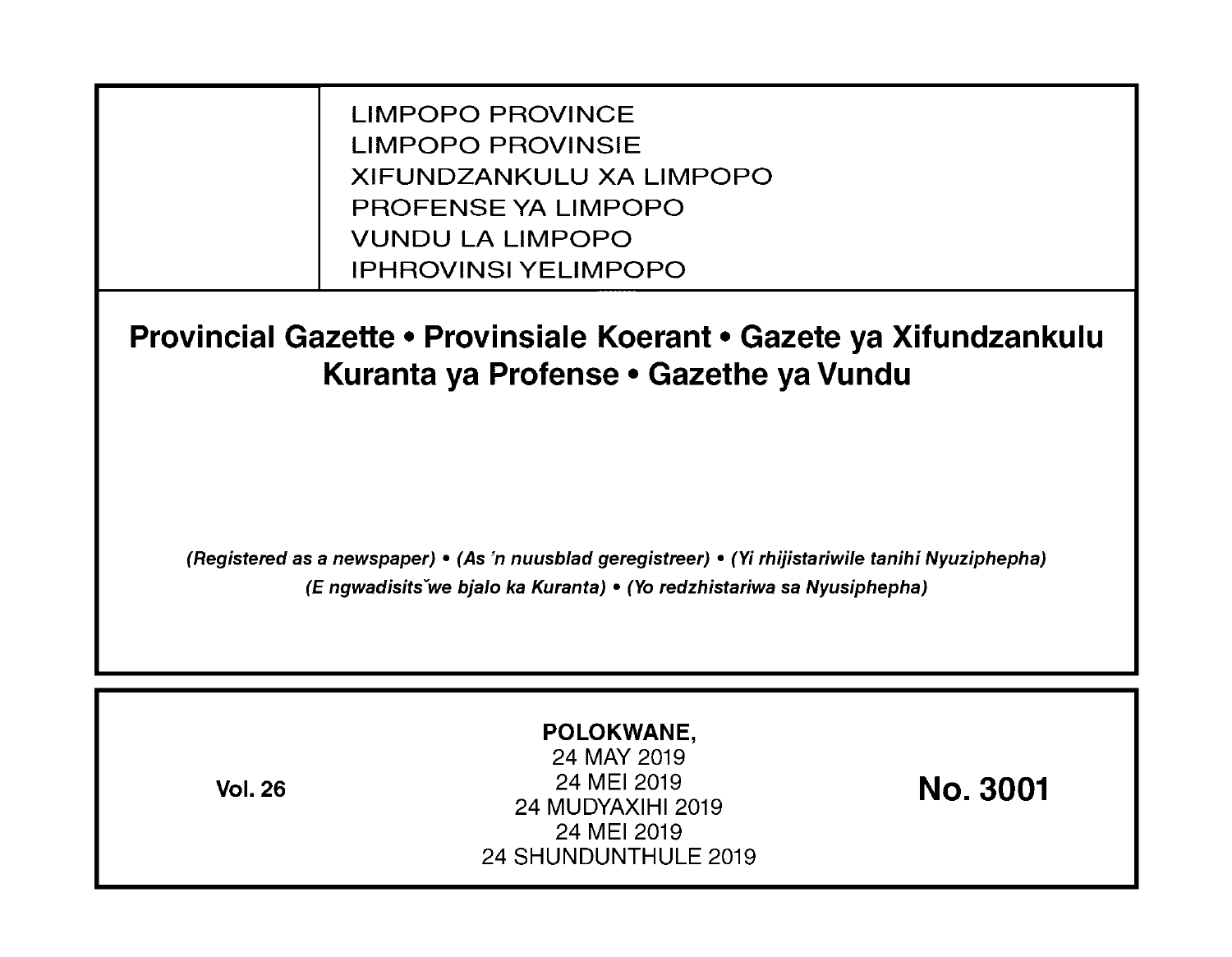LIMPOPO PROVINCE
LIMPOPO PROVINSIE
XIFUNDZANKULU XA LIMPOPO
PROFENSE YA LIMPOPO
VUNDU LA LIMPOPO
IPHROVINSI YELIMPOPO

# Provincial Gazette • Provinsiale Koerant • Gazete ya Xifundzankulu Kuranta ya Profense • Gazethe ya Vundu

*(Registered as a newspaper) • (As 'n nuusblad geregistreer) • (Yi rhijistariwile tanihi Nyuziphepha) (E ngwadisitšwe bjalo ka Kuranta) • (Yo redzhistariwa sa Nyusiphepha)*

**Vol. 26**

**POLOKWANE,**
24 MAY 2019
24 MEI 2019
24 MUDYAXIHI 2019
24 MEI 2019
24 SHUNDUNTHULE 2019

**No. 3001**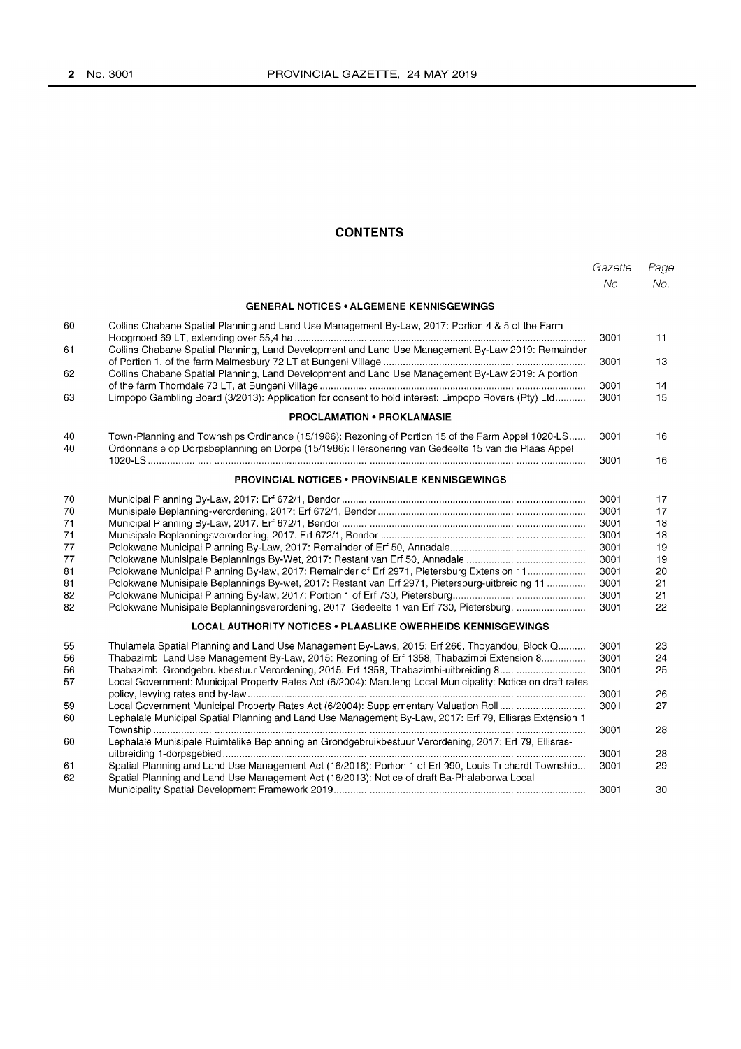## CONTENTS

| | | Gazette No. | Page No. |
|---|---|---|---|
| | **GENERAL NOTICES • ALGEMENE KENNISGEWINGS** | | |
| 60 | Collins Chabane Spatial Planning and Land Use Management By-Law, 2017: Portion 4 & 5 of the Farm Hoogmoed 69 LT, extending over 55,4 ha | 3001 | 11 |
| 61 | Collins Chabane Spatial Planning, Land Development and Land Use Management By-Law 2019: Remainder of Portion 1, of the farm Malmesbury 72 LT at Bungeni Village | 3001 | 13 |
| 62 | Collins Chabane Spatial Planning, Land Development and Land Use Management By-Law 2019: A portion of the farm Thorndale 73 LT, at Bungeni Village | 3001 | 14 |
| 63 | Limpopo Gambling Board (3/2013): Application for consent to hold interest: Limpopo Rovers (Pty) Ltd | 3001 | 15 |
| | **PROCLAMATION • PROKLAMASIE** | | |
| 40 | Town-Planning and Townships Ordinance (15/1986): Rezoning of Portion 15 of the Farm Appel 1020-LS | 3001 | 16 |
| 40 | Ordonnansie op Dorpsbeplanning en Dorpe (15/1986): Hersonering van Gedeelte 15 van die Plaas Appel 1020-LS | 3001 | 16 |
| | **PROVINCIAL NOTICES • PROVINSIALE KENNISGEWINGS** | | |
| 70 | Municipal Planning By-Law, 2017: Erf 672/1, Bendor | 3001 | 17 |
| 70 | Munisipale Beplanning-verordening, 2017: Erf 672/1, Bendor | 3001 | 17 |
| 71 | Municipal Planning By-Law, 2017: Erf 672/1, Bendor | 3001 | 18 |
| 71 | Munisipale Beplanningsverordening, 2017: Erf 672/1, Bendor | 3001 | 18 |
| 77 | Polokwane Municipal Planning By-Law, 2017: Remainder of Erf 50, Annadale | 3001 | 19 |
| 77 | Polokwane Munisipale Beplannings By-Wet, 2017: Restant van Erf 50, Annadale | 3001 | 19 |
| 81 | Polokwane Municipal Planning By-law, 2017: Remainder of Erf 2971, Pietersburg Extension 11 | 3001 | 20 |
| 81 | Polokwane Munisipale Beplannings By-wet, 2017: Restant van Erf 2971, Pietersburg-uitbreiding 11 | 3001 | 21 |
| 82 | Polokwane Municipal Planning By-law, 2017: Portion 1 of Erf 730, Pietersburg | 3001 | 21 |
| 82 | Polokwane Munisipale Beplanningsverordening, 2017: Gedeelte 1 van Erf 730, Pietersburg | 3001 | 22 |
| | **LOCAL AUTHORITY NOTICES • PLAASLIKE OWERHEIDS KENNISGEWINGS** | | |
| 55 | Thulamela Spatial Planning and Land Use Management By-Laws, 2015: Erf 266, Thoyandou, Block Q | 3001 | 23 |
| 56 | Thabazimbi Land Use Management By-Law, 2015: Rezoning of Erf 1358, Thabazimbi Extension 8 | 3001 | 24 |
| 56 | Thabazimbi Grondgebruikbestuur Verordening, 2015: Erf 1358, Thabazimbi-uitbreiding 8 | 3001 | 25 |
| 57 | Local Government: Municipal Property Rates Act (6/2004): Maruleng Local Municipality: Notice on draft rates policy, levying rates and by-law | 3001 | 26 |
| 59 | Local Government Municipal Property Rates Act (6/2004): Supplementary Valuation Roll | 3001 | 27 |
| 60 | Lephalale Municipal Spatial Planning and Land Use Management By-Law, 2017: Erf 79, Ellisras Extension 1 Township | 3001 | 28 |
| 60 | Lephalale Munisipale Ruimtelike Beplanning en Grondgebruikbestuur Verordening, 2017: Erf 79, Ellisras-uitbreiding 1-dorpsgebied | 3001 | 28 |
| 61 | Spatial Planning and Land Use Management Act (16/2016): Portion 1 of Erf 990, Louis Trichardt Township | 3001 | 29 |
| 62 | Spatial Planning and Land Use Management Act (16/2013): Notice of draft Ba-Phalaborwa Local Municipality Spatial Development Framework 2019 | 3001 | 30 |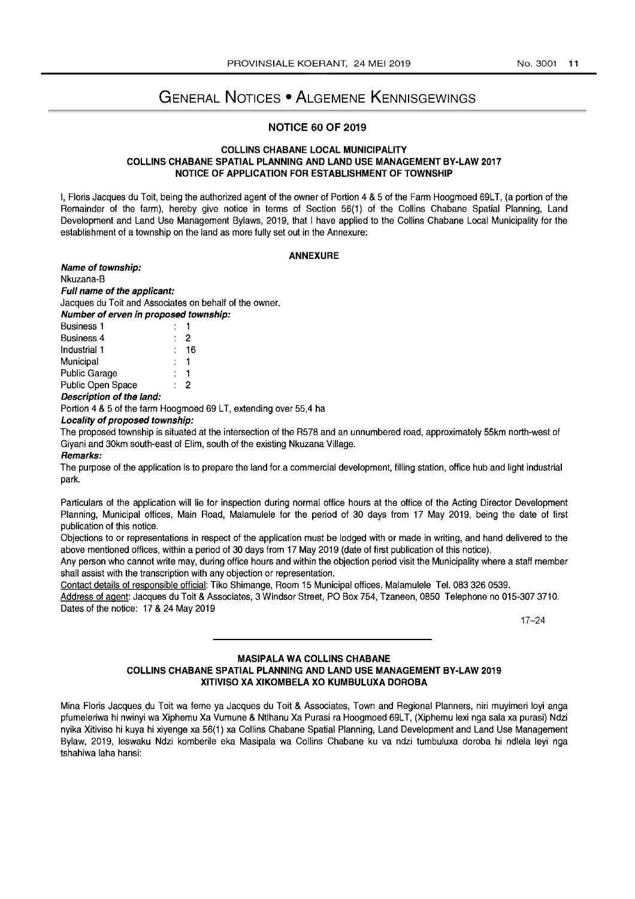# General Notices • Algemene Kennisgewings

## NOTICE 60 OF 2019

### COLLINS CHABANE LOCAL MUNICIPALITY
### COLLINS CHABANE SPATIAL PLANNING AND LAND USE MANAGEMENT BY-LAW 2017
### NOTICE OF APPLICATION FOR ESTABLISHMENT OF TOWNSHIP

I, Floris Jacques du Toit, being the authorized agent of the owner of Portion 4 & 5 of the Farm Hoogmoed 69LT, (a portion of the Remainder of the farm), hereby give notice in terms of Section 56(1) of the Collins Chabane Spatial Planning, Land Development and Land Use Management Bylaws, 2019, that I have applied to the Collins Chabane Local Municipality for the establishment of a township on the land as more fully set out in the Annexure:

**ANNEXURE**

***Name of township:***
Nkuzana-B

***Full name of the applicant:***
Jacques du Toit and Associates on behalf of the owner.

***Number of erven in proposed township:***

| | | |
|---|---|---|
| Business 1 | : | 1 |
| Business 4 | : | 2 |
| Industrial 1 | : | 16 |
| Municipal | : | 1 |
| Public Garage | : | 1 |
| Public Open Space | : | 2 |

***Description of the land:***
Portion 4 & 5 of the farm Hoogmoed 69 LT, extending over 55,4 ha

***Locality of proposed township:***
The proposed township is situated at the intersection of the R578 and an unnumbered road, approximately 55km north-west of Giyani and 30km south-east of Elim, south of the existing Nkuzana Village.

***Remarks:***
The purpose of the application is to prepare the land for a commercial development, filling station, office hub and light industrial park.

Particulars of the application will lie for inspection during normal office hours at the office of the Acting Director Development Planning, Municipal offices, Main Road, Malamulele for the period of 30 days from 17 May 2019, being the date of first publication of this notice.

Objections to or representations in respect of the application must be lodged with or made in writing, and hand delivered to the above mentioned offices, within a period of 30 days from 17 May 2019 (date of first publication of this notice).

Any person who cannot write may, during office hours and within the objection period visit the Municipality where a staff member shall assist with the transcription with any objection or representation.

Contact details of responsible official: Tiko Shimange, Room 15 Municipal offices, Malamulele Tel. 083 326 0539.

Address of agent: Jacques du Toit & Associates, 3 Windsor Street, PO Box 754, Tzaneen, 0850 Telephone no 015-307 3710.

Dates of the notice: 17 & 24 May 2019

17–24

---

### MASIPALA WA COLLINS CHABANE
### COLLINS CHABANE SPATIAL PLANNING AND LAND USE MANAGEMENT BY-LAW 2019
### XITIVISO XA XIKOMBELA XO KUMBULUXA DOROBA

Mina Floris Jacques du Toit wa feme ya Jacques du Toit & Associates, Town and Regional Planners, niri muyimeri loyi anga pfumeleriwa hi nwinyi wa Xiphemu Xa Vumune & Ntlhanu Xa Purasi ra Hoogmoed 69LT, (Xiphemu lexi nga sala xa purasi) Ndzi nyika Xitiviso hi kuya hi xiyenge xa 56(1) xa Collins Chabane Spatial Planning, Land Development and Land Use Management Bylaw, 2019, leswaku Ndzi komberile eka Masipala wa Collins Chabane ku va ndzi tumbuluxa doroba hi ndlela leyi nga tshahiwa laha hansi: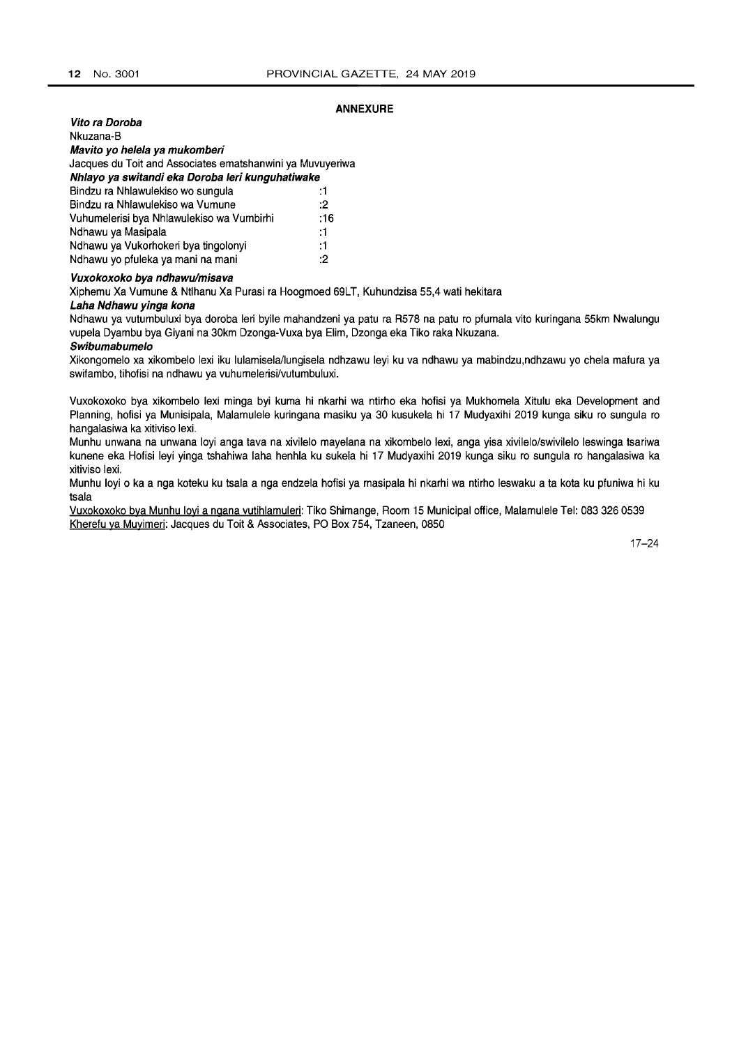## ANNEXURE

***Vito ra Doroba***

Nkuzana-B

***Mavito yo helela ya mukomberi***

Jacques du Toit and Associates ematshanwini ya Muvuyeriwa

***Nhlayo ya switandi eka Doroba leri kunguhatiwake***

| | |
|---|---|
| Bindzu ra Nhlawulekiso wo sungula | :1 |
| Bindzu ra Nhlawulekiso wa Vumune | :2 |
| Vuhumelerisi bya Nhlawulekiso wa Vumbirhi | :16 |
| Ndhawu ya Masipala | :1 |
| Ndhawu ya Vukorhokeri bya tingolonyi | :1 |
| Ndhawu yo pfuleka ya mani na mani | :2 |

***Vuxokoxoko bya ndhawu/misava***

Xiphemu Xa Vumune & Ntlhanu Xa Purasi ra Hoogmoed 69LT, Kuhundzisa 55,4 wati hekitara

***Laha Ndhawu yinga kona***

Ndhawu ya vutumbuluxi bya doroba leri byile mahandzeni ya patu ra R578 na patu ro pfumala vito kuringana 55km Nwalungu vupela Dyambu bya Giyani na 30km Dzonga-Vuxa bya Elim, Dzonga eka Tiko raka Nkuzana.

***Swibumabumelo***

Xikongomelo xa xikombelo lexi iku lulamisela/lungisela ndhzawu leyi ku va ndhawu ya mabindzu,ndhzawu yo chela mafura ya swifambo, tihofisi na ndhawu ya vuhumelerisi/vutumbuluxi.

Vuxokoxoko bya xikombelo lexi minga byi kuma hi nkarhi wa ntirho eka hofisi ya Mukhomela Xitulu eka Development and Planning, hofisi ya Munisipala, Malamulele kuringana masiku ya 30 kusukela hi 17 Mudyaxihi 2019 kunga siku ro sungula ro hangalasiwa ka xitiviso lexi.

Munhu unwana na unwana loyi anga tava na xivilelo mayelana na xikombelo lexi, anga yisa xivilelo/swivilelo leswinga tsariwa kunene eka Hofisi leyi yinga tshahiwa laha henhla ku sukela hi 17 Mudyaxihi 2019 kunga siku ro sungula ro hangalasiwa ka xitiviso lexi.

Munhu loyi o ka a nga koteku ku tsala a nga endzela hofisi ya masipala hi nkarhi wa ntirho leswaku a ta kota ku pfuniwa hi ku tsala

Vuxokoxoko bya Munhu loyi a ngana vutihlamuleri: Tiko Shimange, Room 15 Municipal office, Malamulele Tel: 083 326 0539

Kherefu ya Muyimeri: Jacques du Toit & Associates, PO Box 754, Tzaneen, 0850

17–24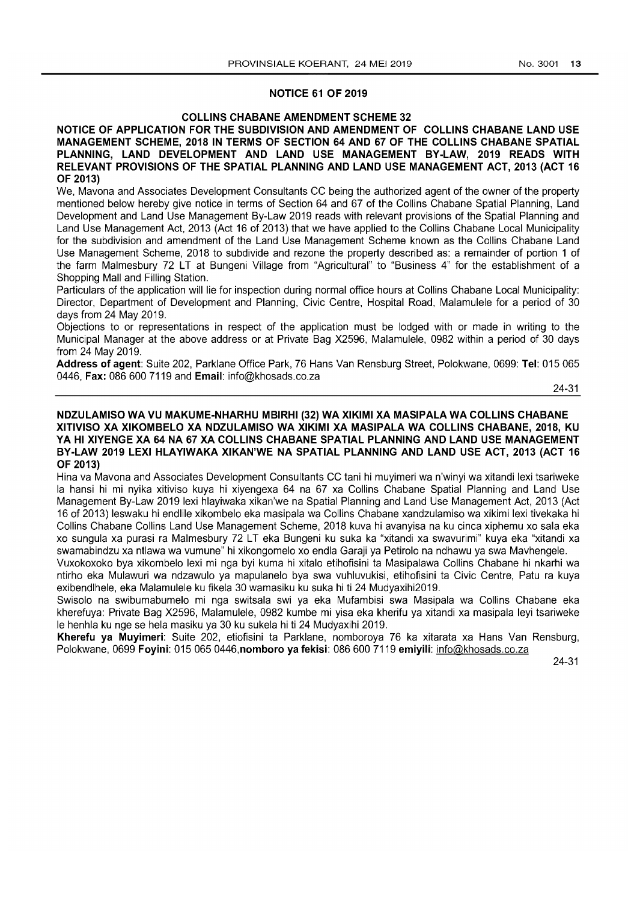## NOTICE 61 OF 2019

### COLLINS CHABANE AMENDMENT SCHEME 32

**NOTICE OF APPLICATION FOR THE SUBDIVISION AND AMENDMENT OF COLLINS CHABANE LAND USE MANAGEMENT SCHEME, 2018 IN TERMS OF SECTION 64 AND 67 OF THE COLLINS CHABANE SPATIAL PLANNING, LAND DEVELOPMENT AND LAND USE MANAGEMENT BY-LAW, 2019 READS WITH RELEVANT PROVISIONS OF THE SPATIAL PLANNING AND LAND USE MANAGEMENT ACT, 2013 (ACT 16 OF 2013)**

We, Mavona and Associates Development Consultants CC being the authorized agent of the owner of the property mentioned below hereby give notice in terms of Section 64 and 67 of the Collins Chabane Spatial Planning, Land Development and Land Use Management By-Law 2019 reads with relevant provisions of the Spatial Planning and Land Use Management Act, 2013 (Act 16 of 2013) that we have applied to the Collins Chabane Local Municipality for the subdivision and amendment of the Land Use Management Scheme known as the Collins Chabane Land Use Management Scheme, 2018 to subdivide and rezone the property described as: a remainder of portion 1 of the farm Malmesbury 72 LT at Bungeni Village from "Agricultural" to "Business 4" for the establishment of a Shopping Mall and Filling Station.

Particulars of the application will lie for inspection during normal office hours at Collins Chabane Local Municipality: Director, Department of Development and Planning, Civic Centre, Hospital Road, Malamulele for a period of 30 days from 24 May 2019.

Objections to or representations in respect of the application must be lodged with or made in writing to the Municipal Manager at the above address or at Private Bag X2596, Malamulele, 0982 within a period of 30 days from 24 May 2019.

**Address of agent**: Suite 202, Parklane Office Park, 76 Hans Van Rensburg Street, Polokwane, 0699: **Tel**: 015 065 0446, **Fax:** 086 600 7119 and **Email**: info@khosads.co.za

24-31

---

**NDZULAMISO WA VU MAKUME-NHARHU MBIRHI (32) WA XIKIMI XA MASIPALA WA COLLINS CHABANE XITIVISO XA XIKOMBELO XA NDZULAMISO WA XIKIMI XA MASIPALA WA COLLINS CHABANE, 2018, KU YA HI XIYENGE XA 64 NA 67 XA COLLINS CHABANE SPATIAL PLANNING AND LAND USE MANAGEMENT BY-LAW 2019 LEXI HLAYIWAKA XIKAN'WE NA SPATIAL PLANNING AND LAND USE ACT, 2013 (ACT 16 OF 2013)**

Hina va Mavona and Associates Development Consultants CC tani hi muyimeri wa n'winyi wa xitandi lexi tsariweke la hansi hi mi nyika xitiviso kuya hi xiyengexa 64 na 67 xa Collins Chabane Spatial Planning and Land Use Management By-Law 2019 lexi hlayiwaka xikan'we na Spatial Planning and Land Use Management Act, 2013 (Act 16 of 2013) leswaku hi endlile xikombelo eka masipala wa Collins Chabane xandzulamiso wa xikimi lexi tivekaka hi Collins Chabane Collins Land Use Management Scheme, 2018 kuva hi avanyisa na ku cinca xiphemu xo sala eka xo sungula xa purasi ra Malmesbury 72 LT eka Bungeni ku suka ka "xitandi xa swavurimi" kuya eka "xitandi xa swamabindzu xa ntlawa wa vumune" hi xikongomelo xo endla Garaji ya Petirolo na ndhawu ya swa Mavhengele.

Vuxokoxoko bya xikombelo lexi mi nga byi kuma hi xitalo etihofisini ta Masipalawa Collins Chabane hi nkarhi wa ntirho eka Mulawuri wa ndzawulo ya mapulanelo bya swa vuhluvukisi, etihofisini ta Civic Centre, Patu ra kuya exibendlhele, eka Malamulele ku fikela 30 wamasiku ku suka hi ti 24 Mudyaxihi2019.

Swisolo na swibumabumelo mi nga switsala swi ya eka Mufambisi swa Masipala wa Collins Chabane eka kherefuya: Private Bag X2596, Malamulele, 0982 kumbe mi yisa eka kherifu ya xitandi xa masipala leyi tsariweke le henhla ku nge se hela masiku ya 30 ku sukela hi ti 24 Mudyaxihi 2019.

**Kherefu ya Muyimeri**: Suite 202, etiofisini ta Parklane, nomboroya 76 ka xitarata xa Hans Van Rensburg, Polokwane, 0699 **Foyini**: 015 065 0446,**nomboro ya fekisi**: 086 600 7119 **emiyili**: info@khosads.co.za

24-31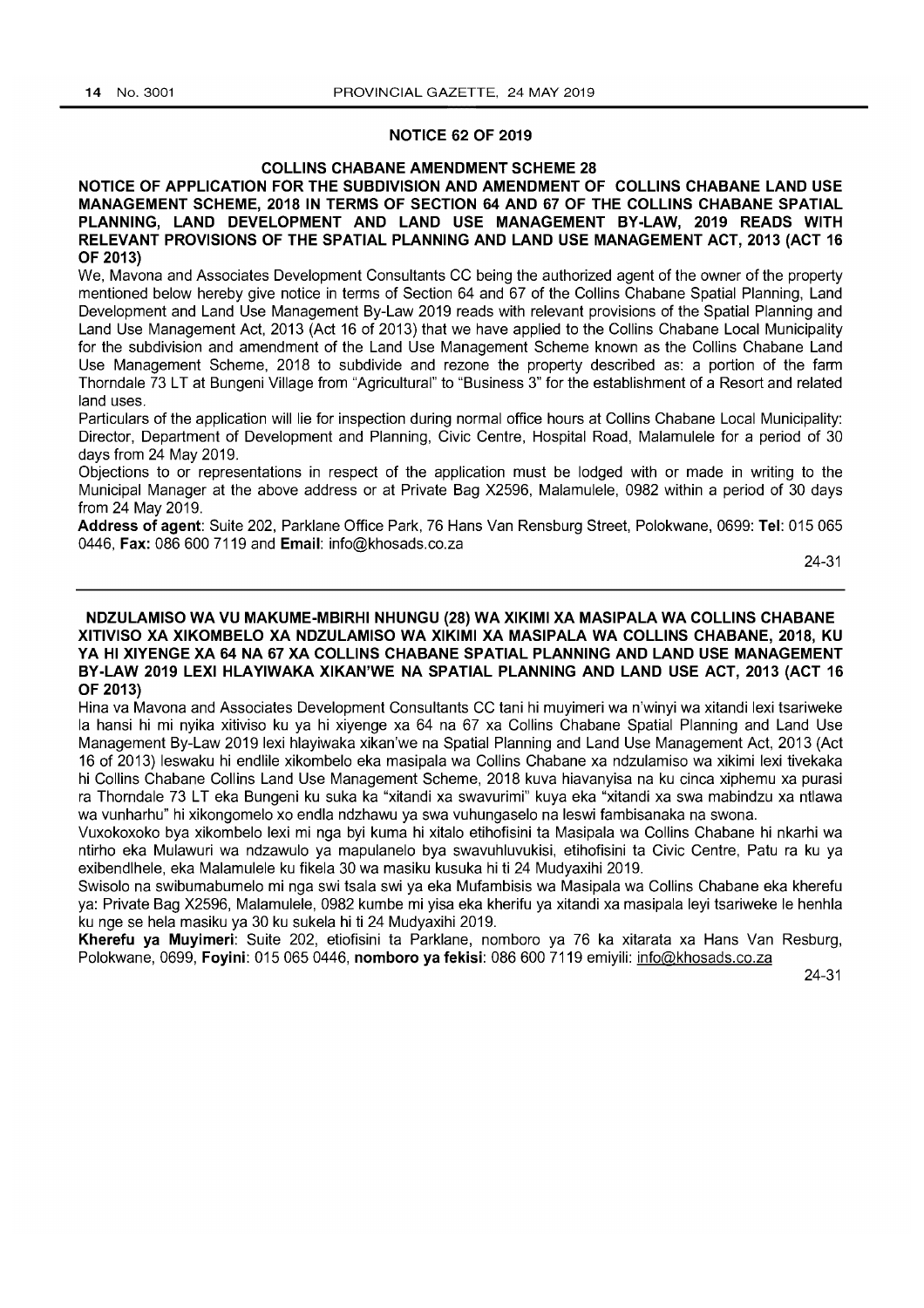## NOTICE 62 OF 2019

### COLLINS CHABANE AMENDMENT SCHEME 28

**NOTICE OF APPLICATION FOR THE SUBDIVISION AND AMENDMENT OF COLLINS CHABANE LAND USE MANAGEMENT SCHEME, 2018 IN TERMS OF SECTION 64 AND 67 OF THE COLLINS CHABANE SPATIAL PLANNING, LAND DEVELOPMENT AND LAND USE MANAGEMENT BY-LAW, 2019 READS WITH RELEVANT PROVISIONS OF THE SPATIAL PLANNING AND LAND USE MANAGEMENT ACT, 2013 (ACT 16 OF 2013)**

We, Mavona and Associates Development Consultants CC being the authorized agent of the owner of the property mentioned below hereby give notice in terms of Section 64 and 67 of the Collins Chabane Spatial Planning, Land Development and Land Use Management By-Law 2019 reads with relevant provisions of the Spatial Planning and Land Use Management Act, 2013 (Act 16 of 2013) that we have applied to the Collins Chabane Local Municipality for the subdivision and amendment of the Land Use Management Scheme known as the Collins Chabane Land Use Management Scheme, 2018 to subdivide and rezone the property described as: a portion of the farm Thorndale 73 LT at Bungeni Village from "Agricultural" to "Business 3" for the establishment of a Resort and related land uses.

Particulars of the application will lie for inspection during normal office hours at Collins Chabane Local Municipality: Director, Department of Development and Planning, Civic Centre, Hospital Road, Malamulele for a period of 30 days from 24 May 2019.

Objections to or representations in respect of the application must be lodged with or made in writing to the Municipal Manager at the above address or at Private Bag X2596, Malamulele, 0982 within a period of 30 days from 24 May 2019.

**Address of agent**: Suite 202, Parklane Office Park, 76 Hans Van Rensburg Street, Polokwane, 0699: **Tel**: 015 065 0446, **Fax:** 086 600 7119 and **Email**: info@khosads.co.za

24-31

---

**NDZULAMISO WA VU MAKUME-MBIRHI NHUNGU (28) WA XIKIMI XA MASIPALA WA COLLINS CHABANE XITIVISO XA XIKOMBELO XA NDZULAMISO WA XIKIMI XA MASIPALA WA COLLINS CHABANE, 2018, KU YA HI XIYENGE XA 64 NA 67 XA COLLINS CHABANE SPATIAL PLANNING AND LAND USE MANAGEMENT BY-LAW 2019 LEXI HLAYIWAKA XIKAN'WE NA SPATIAL PLANNING AND LAND USE ACT, 2013 (ACT 16 OF 2013)**

Hina va Mavona and Associates Development Consultants CC tani hi muyimeri wa n'winyi wa xitandi lexi tsariweke la hansi hi mi nyika xitiviso ku ya hi xiyenge xa 64 na 67 xa Collins Chabane Spatial Planning and Land Use Management By-Law 2019 lexi hlayiwaka xikan'we na Spatial Planning and Land Use Management Act, 2013 (Act 16 of 2013) leswaku hi endlile xikombelo eka masipala wa Collins Chabane xa ndzulamiso wa xikimi lexi tivekaka hi Collins Chabane Collins Land Use Management Scheme, 2018 kuva hiavanyisa na ku cinca xiphemu xa purasi ra Thorndale 73 LT eka Bungeni ku suka ka "xitandi xa swavurimi" kuya eka "xitandi xa swa mabindzu xa ntlawa wa vunharhu" hi xikongomelo xo endla ndzhawu ya swa vuhungaselo na leswi fambisanaka na swona.

Vuxokoxoko bya xikombelo lexi mi nga byi kuma hi xitalo etihofisini ta Masipala wa Collins Chabane hi nkarhi wa ntirho eka Mulawuri wa ndzawulo ya mapulanelo bya swavuhluvukisi, etihofisini ta Civic Centre, Patu ra ku ya exibendlhele, eka Malamulele ku fikela 30 wa masiku kusuka hi ti 24 Mudyaxihi 2019.

Swisolo na swibumabumelo mi nga swi tsala swi ya eka Mufambisis wa Masipala wa Collins Chabane eka kherefu ya: Private Bag X2596, Malamulele, 0982 kumbe mi yisa eka kherifu ya xitandi xa masipala leyi tsariweke le henhla ku nge se hela masiku ya 30 ku sukela hi ti 24 Mudyaxihi 2019.

**Kherefu ya Muyimeri**: Suite 202, etiofisini ta Parklane, nomboro ya 76 ka xitarata xa Hans Van Resburg, Polokwane, 0699, **Foyini**: 015 065 0446, **nomboro ya fekisi**: 086 600 7119 emiyili: info@khosads.co.za

24-31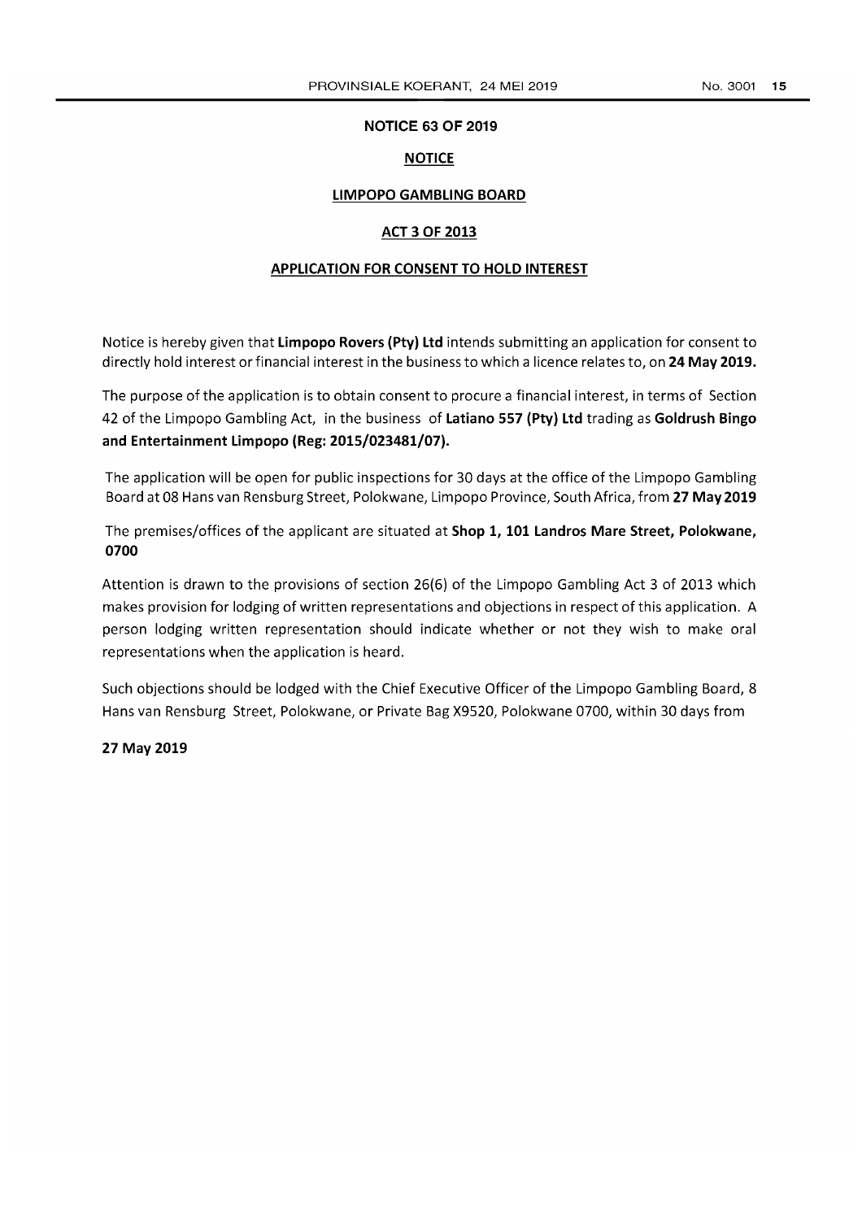## NOTICE 63 OF 2019

**NOTICE**

**LIMPOPO GAMBLING BOARD**

**ACT 3 OF 2013**

**APPLICATION FOR CONSENT TO HOLD INTEREST**

Notice is hereby given that **Limpopo Rovers (Pty) Ltd** intends submitting an application for consent to directly hold interest or financial interest in the business to which a licence relates to, on **24 May 2019.**

The purpose of the application is to obtain consent to procure a financial interest, in terms of Section 42 of the Limpopo Gambling Act, in the business of **Latiano 557 (Pty) Ltd** trading as **Goldrush Bingo and Entertainment Limpopo (Reg: 2015/023481/07).**

The application will be open for public inspections for 30 days at the office of the Limpopo Gambling Board at 08 Hans van Rensburg Street, Polokwane, Limpopo Province, South Africa, from **27 May 2019**

The premises/offices of the applicant are situated at **Shop 1, 101 Landros Mare Street, Polokwane, 0700**

Attention is drawn to the provisions of section 26(6) of the Limpopo Gambling Act 3 of 2013 which makes provision for lodging of written representations and objections in respect of this application. A person lodging written representation should indicate whether or not they wish to make oral representations when the application is heard.

Such objections should be lodged with the Chief Executive Officer of the Limpopo Gambling Board, 8 Hans van Rensburg Street, Polokwane, or Private Bag X9520, Polokwane 0700, within 30 days from

**27 May 2019**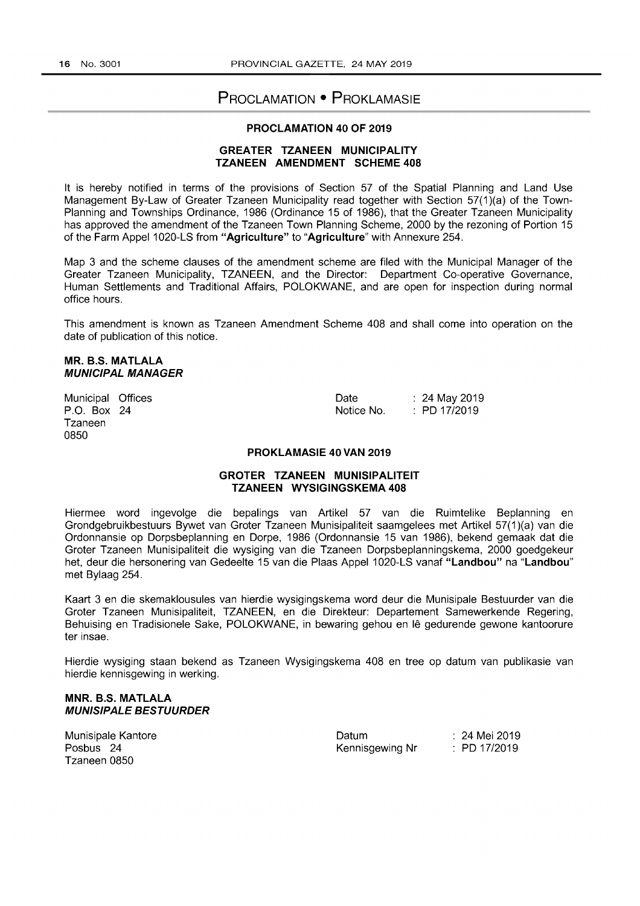# Proclamation • Proklamasie

## PROCLAMATION 40 OF 2019

### GREATER TZANEEN MUNICIPALITY
### TZANEEN AMENDMENT SCHEME 408

It is hereby notified in terms of the provisions of Section 57 of the Spatial Planning and Land Use Management By-Law of Greater Tzaneen Municipality read together with Section 57(1)(a) of the Town-Planning and Townships Ordinance, 1986 (Ordinance 15 of 1986), that the Greater Tzaneen Municipality has approved the amendment of the Tzaneen Town Planning Scheme, 2000 by the rezoning of Portion 15 of the Farm Appel 1020-LS from **"Agriculture"** to "**Agriculture**" with Annexure 254.

Map 3 and the scheme clauses of the amendment scheme are filed with the Municipal Manager of the Greater Tzaneen Municipality, TZANEEN, and the Director: Department Co-operative Governance, Human Settlements and Traditional Affairs, POLOKWANE, and are open for inspection during normal office hours.

This amendment is known as Tzaneen Amendment Scheme 408 and shall come into operation on the date of publication of this notice.

**MR. B.S. MATLALA**
***MUNICIPAL MANAGER***

Municipal Offices
P.O. Box 24
Tzaneen
0850

Date : 24 May 2019
Notice No. : PD 17/2019

## PROKLAMASIE 40 VAN 2019

### GROTER TZANEEN MUNISIPALITEIT
### TZANEEN WYSIGINGSKEMA 408

Hiermee word ingevolge die bepalings van Artikel 57 van die Ruimtelike Beplanning en Grondgebruikbestuurs Bywet van Groter Tzaneen Munisipaliteit saamgelees met Artikel 57(1)(a) van die Ordonnansie op Dorpsbeplanning en Dorpe, 1986 (Ordonnansie 15 van 1986), bekend gemaak dat die Groter Tzaneen Munisipaliteit die wysiging van die Tzaneen Dorpsbeplanningskema, 2000 goedgekeur het, deur die hersonering van Gedeelte 15 van die Plaas Appel 1020-LS vanaf **"Landbou"** na "**Landbou**" met Bylaag 254.

Kaart 3 en die skemaklousules van hierdie wysigingskema word deur die Munisipale Bestuurder van die Groter Tzaneen Munisipaliteit, TZANEEN, en die Direkteur: Departement Samewerkende Regering, Behuising en Tradisionele Sake, POLOKWANE, in bewaring gehou en lê gedurende gewone kantoorure ter insae.

Hierdie wysiging staan bekend as Tzaneen Wysigingskema 408 en tree op datum van publikasie van hierdie kennisgewing in werking.

**MNR. B.S. MATLALA**
***MUNISIPALE BESTUURDER***

Munisipale Kantore
Posbus 24
Tzaneen 0850

Datum : 24 Mei 2019
Kennisgewing Nr : PD 17/2019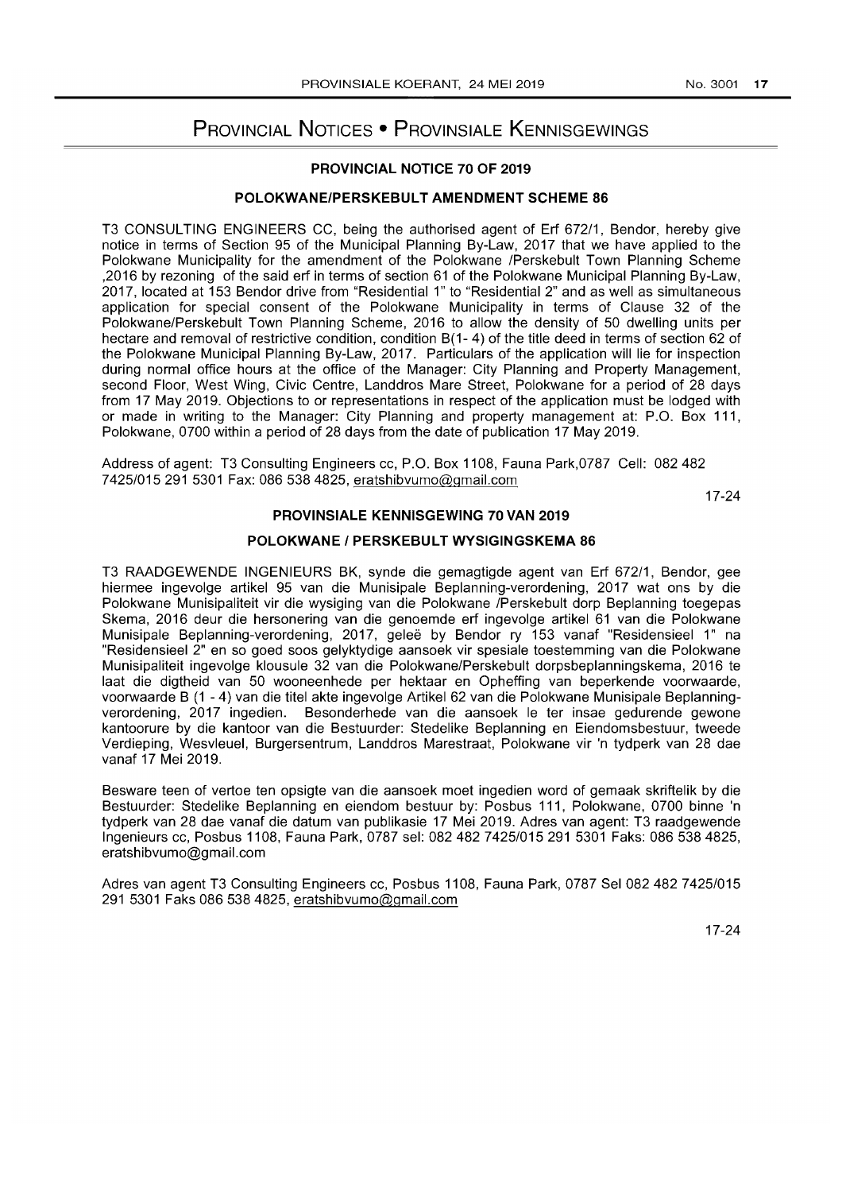# Provincial Notices • Provinsiale Kennisgewings

## PROVINCIAL NOTICE 70 OF 2019

### POLOKWANE/PERSKEBULT AMENDMENT SCHEME 86

T3 CONSULTING ENGINEERS CC, being the authorised agent of Erf 672/1, Bendor, hereby give notice in terms of Section 95 of the Municipal Planning By-Law, 2017 that we have applied to the Polokwane Municipality for the amendment of the Polokwane /Perskebult Town Planning Scheme ,2016 by rezoning of the said erf in terms of section 61 of the Polokwane Municipal Planning By-Law, 2017, located at 153 Bendor drive from "Residential 1" to "Residential 2" and as well as simultaneous application for special consent of the Polokwane Municipality in terms of Clause 32 of the Polokwane/Perskebult Town Planning Scheme, 2016 to allow the density of 50 dwelling units per hectare and removal of restrictive condition, condition B(1- 4) of the title deed in terms of section 62 of the Polokwane Municipal Planning By-Law, 2017. Particulars of the application will lie for inspection during normal office hours at the office of the Manager: City Planning and Property Management, second Floor, West Wing, Civic Centre, Landdros Mare Street, Polokwane for a period of 28 days from 17 May 2019. Objections to or representations in respect of the application must be lodged with or made in writing to the Manager: City Planning and property management at: P.O. Box 111, Polokwane, 0700 within a period of 28 days from the date of publication 17 May 2019.

Address of agent: T3 Consulting Engineers cc, P.O. Box 1108, Fauna Park,0787 Cell: 082 482 7425/015 291 5301 Fax: 086 538 4825, eratshibvumo@gmail.com

17-24

## PROVINSIALE KENNISGEWING 70 VAN 2019

### POLOKWANE / PERSKEBULT WYSIGINGSKEMA 86

T3 RAADGEWENDE INGENIEURS BK, synde die gemagtigde agent van Erf 672/1, Bendor, gee hiermee ingevolge artikel 95 van die Munisipale Beplanning-verordening, 2017 wat ons by die Polokwane Munisipaliteit vir die wysiging van die Polokwane /Perskebult dorp Beplanning toegepas Skema, 2016 deur die hersonering van die genoemde erf ingevolge artikel 61 van die Polokwane Munisipale Beplanning-verordening, 2017, geleë by Bendor ry 153 vanaf "Residensieel 1" na "Residensieel 2" en so goed soos gelyktydige aansoek vir spesiale toestemming van die Polokwane Munisipaliteit ingevolge klousule 32 van die Polokwane/Perskebult dorpsbeplanningskema, 2016 te laat die digtheid van 50 wooneenhede per hektaar en Opheffing van beperkende voorwaarde, voorwaarde B (1 - 4) van die titel akte ingevolge Artikel 62 van die Polokwane Munisipale Beplanning-verordening, 2017 ingedien. Besonderhede van die aansoek le ter insae gedurende gewone kantoorure by die kantoor van die Bestuurder: Stedelike Beplanning en Eiendomsbestuur, tweede Verdieping, Wesvleuel, Burgersentrum, Landdros Marestraat, Polokwane vir 'n tydperk van 28 dae vanaf 17 Mei 2019.

Besware teen of vertoe ten opsigte van die aansoek moet ingedien word of gemaak skriftelik by die Bestuurder: Stedelike Beplanning en eiendom bestuur by: Posbus 111, Polokwane, 0700 binne 'n tydperk van 28 dae vanaf die datum van publikasie 17 Mei 2019. Adres van agent: T3 raadgewende Ingenieurs cc, Posbus 1108, Fauna Park, 0787 sel: 082 482 7425/015 291 5301 Faks: 086 538 4825, eratshibvumo@gmail.com

Adres van agent T3 Consulting Engineers cc, Posbus 1108, Fauna Park, 0787 Sel 082 482 7425/015 291 5301 Faks 086 538 4825, eratshibvumo@gmail.com

17-24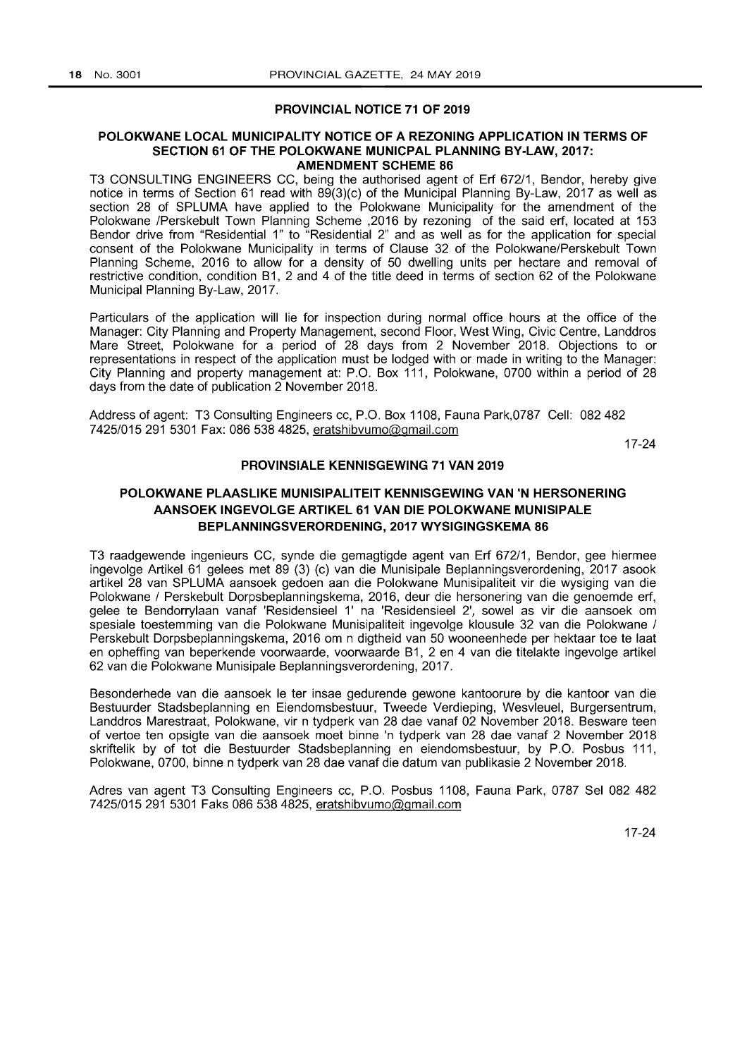## PROVINCIAL NOTICE 71 OF 2019

### POLOKWANE LOCAL MUNICIPALITY NOTICE OF A REZONING APPLICATION IN TERMS OF SECTION 61 OF THE POLOKWANE MUNICPAL PLANNING BY-LAW, 2017: AMENDMENT SCHEME 86

T3 CONSULTING ENGINEERS CC, being the authorised agent of Erf 672/1, Bendor, hereby give notice in terms of Section 61 read with 89(3)(c) of the Municipal Planning By-Law, 2017 as well as section 28 of SPLUMA have applied to the Polokwane Municipality for the amendment of the Polokwane /Perskebult Town Planning Scheme ,2016 by rezoning of the said erf, located at 153 Bendor drive from "Residential 1" to "Residential 2" and as well as for the application for special consent of the Polokwane Municipality in terms of Clause 32 of the Polokwane/Perskebult Town Planning Scheme, 2016 to allow for a density of 50 dwelling units per hectare and removal of restrictive condition, condition B1, 2 and 4 of the title deed in terms of section 62 of the Polokwane Municipal Planning By-Law, 2017.

Particulars of the application will lie for inspection during normal office hours at the office of the Manager: City Planning and Property Management, second Floor, West Wing, Civic Centre, Landdros Mare Street, Polokwane for a period of 28 days from 2 November 2018. Objections to or representations in respect of the application must be lodged with or made in writing to the Manager: City Planning and property management at: P.O. Box 111, Polokwane, 0700 within a period of 28 days from the date of publication 2 November 2018.

Address of agent: T3 Consulting Engineers cc, P.O. Box 1108, Fauna Park,0787 Cell: 082 482 7425/015 291 5301 Fax: 086 538 4825, eratshibvumo@gmail.com

17-24

## PROVINSIALE KENNISGEWING 71 VAN 2019

### POLOKWANE PLAASLIKE MUNISIPALITEIT KENNISGEWING VAN 'N HERSONERING AANSOEK INGEVOLGE ARTIKEL 61 VAN DIE POLOKWANE MUNISIPALE BEPLANNINGSVERORDENING, 2017 WYSIGINGSKEMA 86

T3 raadgewende ingenieurs CC, synde die gemagtigde agent van Erf 672/1, Bendor, gee hiermee ingevolge Artikel 61 gelees met 89 (3) (c) van die Munisipale Beplanningsverordening, 2017 asook artikel 28 van SPLUMA aansoek gedoen aan die Polokwane Munisipaliteit vir die wysiging van die Polokwane / Perskebult Dorpsbeplanningskema, 2016, deur die hersonering van die genoemde erf, gelee te Bendorrylaan vanaf 'Residensieel 1' na 'Residensieel 2', sowel as vir die aansoek om spesiale toestemming van die Polokwane Munisipaliteit ingevolge klousule 32 van die Polokwane / Perskebult Dorpsbeplanningskema, 2016 om n digtheid van 50 wooneenhede per hektaar toe te laat en opheffing van beperkende voorwaarde, voorwaarde B1, 2 en 4 van die titelakte ingevolge artikel 62 van die Polokwane Munisipale Beplanningsverordening, 2017.

Besonderhede van die aansoek le ter insae gedurende gewone kantoorure by die kantoor van die Bestuurder Stadsbeplanning en Eiendomsbestuur, Tweede Verdieping, Wesvleuel, Burgersentrum, Landdros Marestraat, Polokwane, vir n tydperk van 28 dae vanaf 02 November 2018. Besware teen of vertoe ten opsigte van die aansoek moet binne 'n tydperk van 28 dae vanaf 2 November 2018 skriftelik by of tot die Bestuurder Stadsbeplanning en eiendomsbestuur, by P.O. Posbus 111, Polokwane, 0700, binne n tydperk van 28 dae vanaf die datum van publikasie 2 November 2018.

Adres van agent T3 Consulting Engineers cc, P.O. Posbus 1108, Fauna Park, 0787 Sel 082 482 7425/015 291 5301 Faks 086 538 4825, eratshibvumo@gmail.com

17-24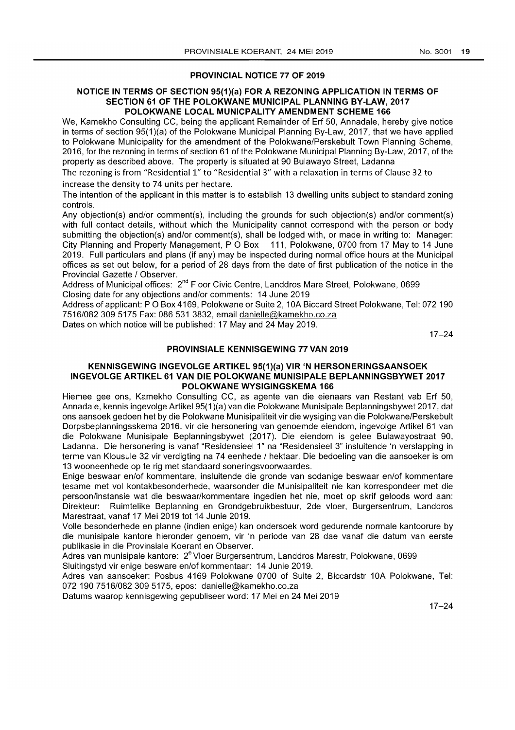## PROVINCIAL NOTICE 77 OF 2019

### NOTICE IN TERMS OF SECTION 95(1)(a) FOR A REZONING APPLICATION IN TERMS OF SECTION 61 OF THE POLOKWANE MUNICIPAL PLANNING BY-LAW, 2017 POLOKWANE LOCAL MUNICPALITY AMENDMENT SCHEME 166

We, Kamekho Consulting CC, being the applicant Remainder of Erf 50, Annadale, hereby give notice in terms of section 95(1)(a) of the Polokwane Municipal Planning By-Law, 2017, that we have applied to Polokwane Municipality for the amendment of the Polokwane/Perskebult Town Planning Scheme, 2016, for the rezoning in terms of section 61 of the Polokwane Municipal Planning By-Law, 2017, of the property as described above. The property is situated at 90 Bulawayo Street, Ladanna

The rezoning is from "Residential 1" to "Residential 3" with a relaxation in terms of Clause 32 to increase the density to 74 units per hectare.

The intention of the applicant in this matter is to establish 13 dwelling units subject to standard zoning controls.

Any objection(s) and/or comment(s), including the grounds for such objection(s) and/or comment(s) with full contact details, without which the Municipality cannot correspond with the person or body submitting the objection(s) and/or comment(s), shall be lodged with, or made in writing to: Manager: City Planning and Property Management, P O Box 111, Polokwane, 0700 from 17 May to 14 June 2019. Full particulars and plans (if any) may be inspected during normal office hours at the Municipal offices as set out below, for a period of 28 days from the date of first publication of the notice in the Provincial Gazette / Observer.

Address of Municipal offices: 2nd Floor Civic Centre, Landdros Mare Street, Polokwane, 0699

Closing date for any objections and/or comments: 14 June 2019

Address of applicant: P O Box 4169, Polokwane or Suite 2, 10A Biccard Street Polokwane, Tel: 072 190 7516/082 309 5175 Fax: 086 531 3832, email danielle@kamekho.co.za

Dates on which notice will be published: 17 May and 24 May 2019.

17–24

## PROVINSIALE KENNISGEWING 77 VAN 2019

### KENNISGEWING INGEVOLGE ARTIKEL 95(1)(a) VIR 'N HERSONERINGSAANSOEK INGEVOLGE ARTIKEL 61 VAN DIE POLOKWANE MUNISIPALE BEPLANNINGSBYWET 2017 POLOKWANE WYSIGINGSKEMA 166

Hiemee gee ons, Kamekho Consulting CC, as agente van die eienaars van Restant vab Erf 50, Annadale, kennis ingevolge Artikel 95(1)(a) van die Polokwane Munisipale Beplanningsbywet 2017, dat ons aansoek gedoen het by die Polokwane Munisipaliteit vir die wysiging van die Polokwane/Perskebult Dorpsbeplanningsskema 2016, vir die hersonering van genoemde eiendom, ingevolge Artikel 61 van die Polokwane Munisipale Beplanningsbywet (2017). Die eiendom is gelee Bulawayostraat 90, Ladanna. Die hersonering is vanaf "Residensieel 1" na "Residensieel 3" insluitende 'n verslapping in terme van Klousule 32 vir verdigting na 74 eenhede / hektaar. Die bedoeling van die aansoeker is om 13 wooneenhede op te rig met standaard soneringsvoorwaardes.

Enige beswaar en/of kommentare, insluitende die gronde van sodanige beswaar en/of kommentare tesame met vol kontakbesonderhede, waarsonder die Munisipaliteit nie kan korrespondeer met die persoon/instansie wat die beswaar/kommentare ingedien het nie, moet op skrif geloods word aan: Direkteur: Ruimtelike Beplanning en Grondgebruikbestuur, 2de vloer, Burgersentrum, Landdros Marestraat, vanaf 17 Mei 2019 tot 14 Junie 2019.

Volle besonderhede en planne (indien enige) kan ondersoek word gedurende normale kantoorure by die munisipale kantore hieronder genoem, vir 'n periode van 28 dae vanaf die datum van eerste publikasie in die Provinsiale Koerant en Observer.

Adres van munisipale kantore: 2e Vloer Burgersentrum, Landdros Marestr, Polokwane, 0699

Sluitingstyd vir enige besware en/of kommentaar: 14 Junie 2019.

Adres van aansoeker: Posbus 4169 Polokwane 0700 of Suite 2, Biccardstr 10A Polokwane, Tel: 072 190 7516/082 309 5175, epos: danielle@kamekho.co.za

Datums waarop kennisgewing gepubliseer word: 17 Mei en 24 Mei 2019

17–24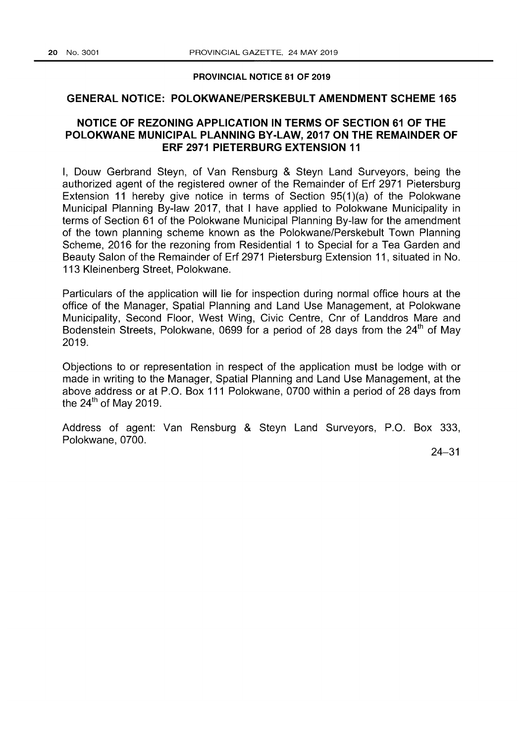## PROVINCIAL NOTICE 81 OF 2019

## GENERAL NOTICE: POLOKWANE/PERSKEBULT AMENDMENT SCHEME 165

## NOTICE OF REZONING APPLICATION IN TERMS OF SECTION 61 OF THE POLOKWANE MUNICIPAL PLANNING BY-LAW, 2017 ON THE REMAINDER OF ERF 2971 PIETERBURG EXTENSION 11

I, Douw Gerbrand Steyn, of Van Rensburg & Steyn Land Surveyors, being the authorized agent of the registered owner of the Remainder of Erf 2971 Pietersburg Extension 11 hereby give notice in terms of Section 95(1)(a) of the Polokwane Municipal Planning By-law 2017, that I have applied to Polokwane Municipality in terms of Section 61 of the Polokwane Municipal Planning By-law for the amendment of the town planning scheme known as the Polokwane/Perskebult Town Planning Scheme, 2016 for the rezoning from Residential 1 to Special for a Tea Garden and Beauty Salon of the Remainder of Erf 2971 Pietersburg Extension 11, situated in No. 113 Kleinenberg Street, Polokwane.

Particulars of the application will lie for inspection during normal office hours at the office of the Manager, Spatial Planning and Land Use Management, at Polokwane Municipality, Second Floor, West Wing, Civic Centre, Cnr of Landdros Mare and Bodenstein Streets, Polokwane, 0699 for a period of 28 days from the 24th of May 2019.

Objections to or representation in respect of the application must be lodge with or made in writing to the Manager, Spatial Planning and Land Use Management, at the above address or at P.O. Box 111 Polokwane, 0700 within a period of 28 days from the 24th of May 2019.

Address of agent: Van Rensburg & Steyn Land Surveyors, P.O. Box 333, Polokwane, 0700.

24–31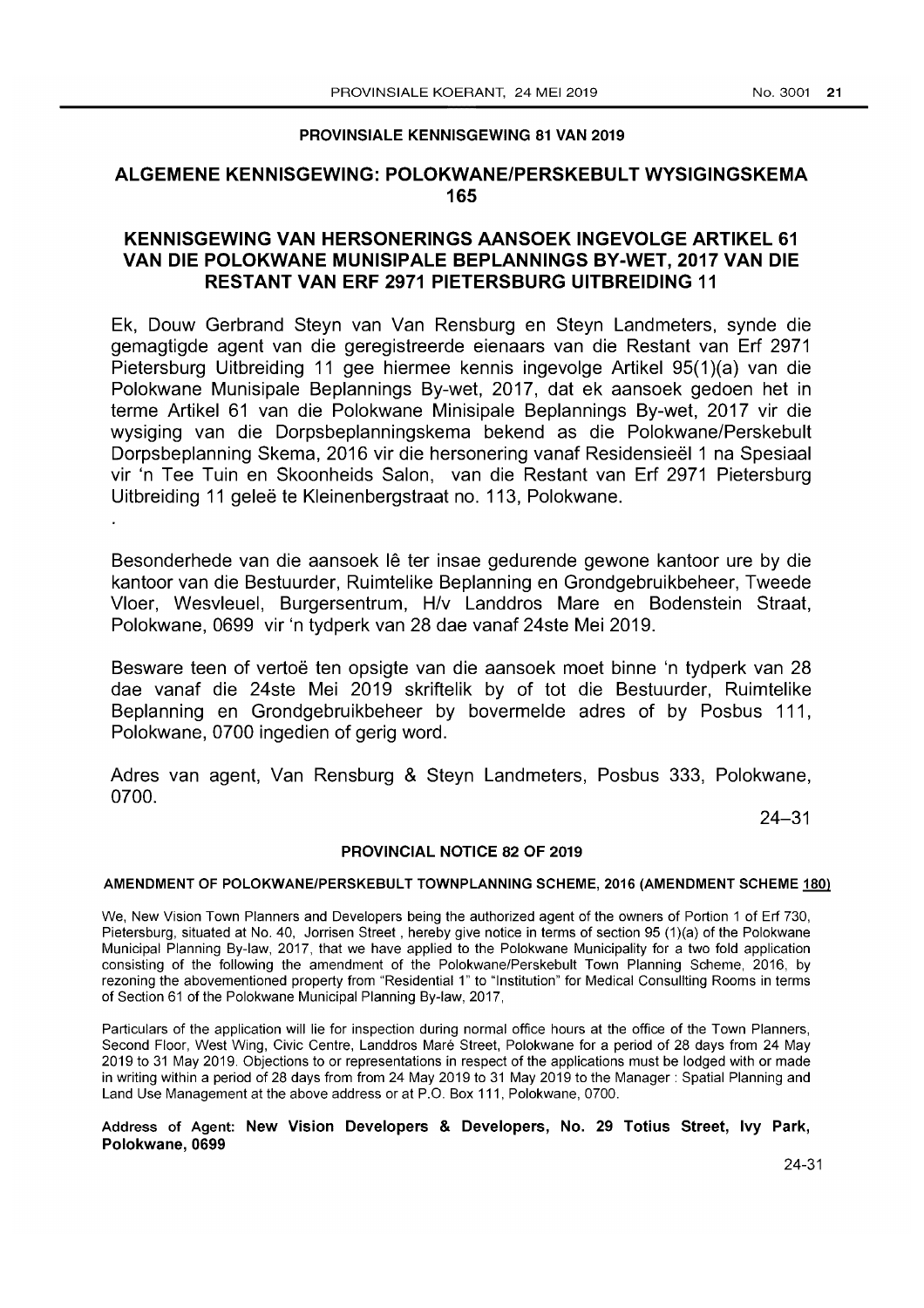## PROVINSIALE KENNISGEWING 81 VAN 2019

## ALGEMENE KENNISGEWING: POLOKWANE/PERSKEBULT WYSIGINGSKEMA 165

## KENNISGEWING VAN HERSONERINGS AANSOEK INGEVOLGE ARTIKEL 61 VAN DIE POLOKWANE MUNISIPALE BEPLANNINGS BY-WET, 2017 VAN DIE RESTANT VAN ERF 2971 PIETERSBURG UITBREIDING 11

Ek, Douw Gerbrand Steyn van Van Rensburg en Steyn Landmeters, synde die gemagtigde agent van die geregistreerde eienaars van die Restant van Erf 2971 Pietersburg Uitbreiding 11 gee hiermee kennis ingevolge Artikel 95(1)(a) van die Polokwane Munisipale Beplannings By-wet, 2017, dat ek aansoek gedoen het in terme Artikel 61 van die Polokwane Minisipale Beplannings By-wet, 2017 vir die wysiging van die Dorpsbeplanningskema bekend as die Polokwane/Perskebult Dorpsbeplanning Skema, 2016 vir die hersonering vanaf Residensieël 1 na Spesiaal vir 'n Tee Tuin en Skoonheids Salon, van die Restant van Erf 2971 Pietersburg Uitbreiding 11 geleë te Kleinenbergstraat no. 113, Polokwane.

.

Besonderhede van die aansoek lê ter insae gedurende gewone kantoor ure by die kantoor van die Bestuurder, Ruimtelike Beplanning en Grondgebruikbeheer, Tweede Vloer, Wesvleuel, Burgersentrum, H/v Landdros Mare en Bodenstein Straat, Polokwane, 0699 vir 'n tydperk van 28 dae vanaf 24ste Mei 2019.

Besware teen of vertoë ten opsigte van die aansoek moet binne 'n tydperk van 28 dae vanaf die 24ste Mei 2019 skriftelik by of tot die Bestuurder, Ruimtelike Beplanning en Grondgebruikbeheer by bovermelde adres of by Posbus 111, Polokwane, 0700 ingedien of gerig word.

Adres van agent, Van Rensburg & Steyn Landmeters, Posbus 333, Polokwane, 0700.

24–31

## PROVINCIAL NOTICE 82 OF 2019

### AMENDMENT OF POLOKWANE/PERSKEBULT TOWNPLANNING SCHEME, 2016 (AMENDMENT SCHEME 180)

We, New Vision Town Planners and Developers being the authorized agent of the owners of Portion 1 of Erf 730, Pietersburg, situated at No. 40, Jorrisen Street , hereby give notice in terms of section 95 (1)(a) of the Polokwane Municipal Planning By-law, 2017, that we have applied to the Polokwane Municipality for a two fold application consisting of the following the amendment of the Polokwane/Perskebult Town Planning Scheme, 2016, by rezoning the abovementioned property from "Residential 1" to "Institution" for Medical Consullting Rooms in terms of Section 61 of the Polokwane Municipal Planning By-law, 2017,

Particulars of the application will lie for inspection during normal office hours at the office of the Town Planners, Second Floor, West Wing, Civic Centre, Landdros Maré Street, Polokwane for a period of 28 days from 24 May 2019 to 31 May 2019. Objections to or representations in respect of the applications must be lodged with or made in writing within a period of 28 days from from 24 May 2019 to 31 May 2019 to the Manager : Spatial Planning and Land Use Management at the above address or at P.O. Box 111, Polokwane, 0700.

**Address of Agent: New Vision Developers & Developers, No. 29 Totius Street, Ivy Park, Polokwane, 0699**

24-31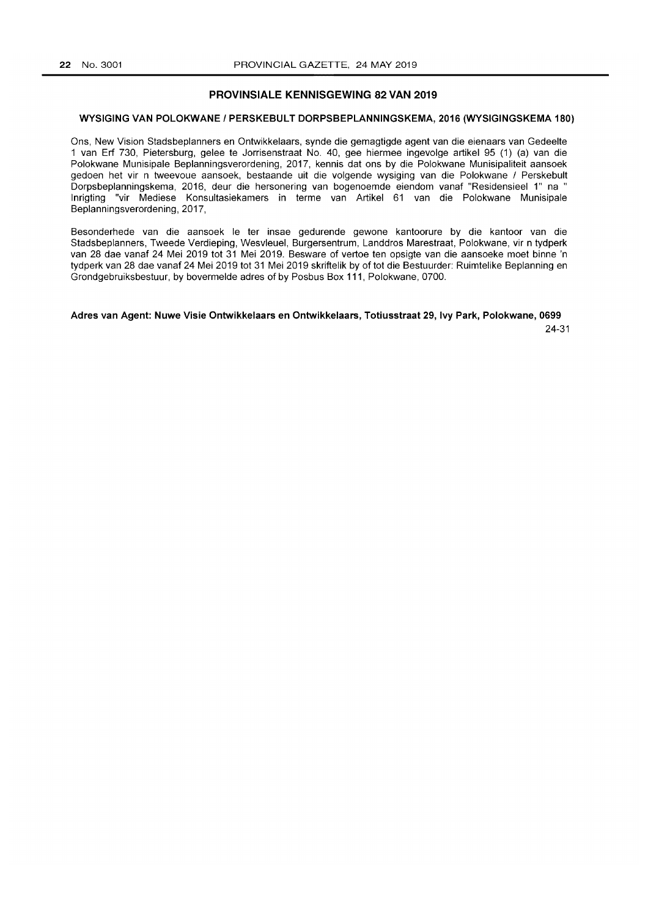## PROVINSIALE KENNISGEWING 82 VAN 2019

### WYSIGING VAN POLOKWANE / PERSKEBULT DORPSBEPLANNINGSKEMA, 2016 (WYSIGINGSKEMA 180)

Ons, New Vision Stadsbeplanners en Ontwikkelaars, synde die gemagtigde agent van die eienaars van Gedeelte 1 van Erf 730, Pietersburg, gelee te Jorrisenstraat No. 40, gee hiermee ingevolge artikel 95 (1) (a) van die Polokwane Munisipale Beplanningsverordening, 2017, kennis dat ons by die Polokwane Munisipaliteit aansoek gedoen het vir n tweevoue aansoek, bestaande uit die volgende wysiging van die Polokwane / Perskebult Dorpsbeplanningskema, 2016, deur die hersonering van bogenoemde eiendom vanaf "Residensieel 1" na " Inrigting "vir Mediese Konsultasiekamers in terme van Artikel 61 van die Polokwane Munisipale Beplanningsverordening, 2017,

Besonderhede van die aansoek le ter insae gedurende gewone kantoorure by die kantoor van die Stadsbeplanners, Tweede Verdieping, Wesvleuel, Burgersentrum, Landdros Marestraat, Polokwane, vir n tydperk van 28 dae vanaf 24 Mei 2019 tot 31 Mei 2019. Besware of vertoe ten opsigte van die aansoeke moet binne 'n tydperk van 28 dae vanaf 24 Mei 2019 tot 31 Mei 2019 skriftelik by of tot die Bestuurder: Ruimtelike Beplanning en Grondgebruiksbestuur, by bovermelde adres of by Posbus Box 111, Polokwane, 0700.

**Adres van Agent: Nuwe Visie Ontwikkelaars en Ontwikkelaars, Totiusstraat 29, Ivy Park, Polokwane, 0699**

24-31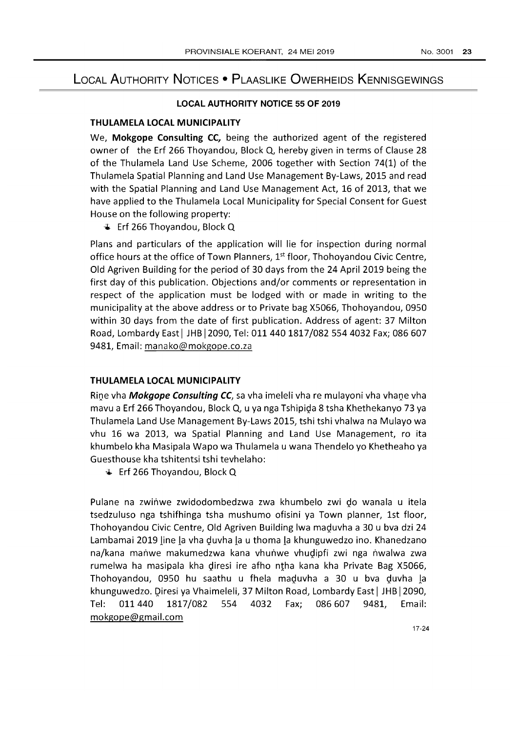# Local Authority Notices • Plaaslike Owerheids Kennisgewings

### LOCAL AUTHORITY NOTICE 55 OF 2019

**THULAMELA LOCAL MUNICIPALITY**

We, **Mokgope Consulting CC,** being the authorized agent of the registered owner of the Erf 266 Thoyandou, Block Q, hereby given in terms of Clause 28 of the Thulamela Land Use Scheme, 2006 together with Section 74(1) of the Thulamela Spatial Planning and Land Use Management By-Laws, 2015 and read with the Spatial Planning and Land Use Management Act, 16 of 2013, that we have applied to the Thulamela Local Municipality for Special Consent for Guest House on the following property:

- Erf 266 Thoyandou, Block Q

Plans and particulars of the application will lie for inspection during normal office hours at the office of Town Planners, 1st floor, Thohoyandou Civic Centre, Old Agriven Building for the period of 30 days from the 24 April 2019 being the first day of this publication. Objections and/or comments or representation in respect of the application must be lodged with or made in writing to the municipality at the above address or to Private bag X5066, Thohoyandou, 0950 within 30 days from the date of first publication. Address of agent: 37 Milton Road, Lombardy East| JHB|2090, Tel: 011 440 1817/082 554 4032 Fax; 086 607 9481, Email: manako@mokgope.co.za

**THULAMELA LOCAL MUNICIPALITY**

Ri̭ne vha ***Mokgope Consulting CC***, sa vha imeleli vha re mulayoni vha vha̭ne vha mavu a Erf 266 Thoyandou, Block Q, u ya nga Tshipiḓa 8 tsha Khethekanyo 73 ya Thulamela Land Use Management By-Laws 2015, tshi tshi vhalwa na Mulayo wa vhu 16 wa 2013, wa Spatial Planning and Land Use Management, ro ita khumbelo kha Masipala Wapo wa Thulamela u wana Thendelo yo Khetheaho ya Guesthouse kha tshitentsi tshi tevhelaho:

- Erf 266 Thoyandou, Block Q

Pulane na zwiṅwe zwidodombedzwa zwa khumbelo zwi ḓo wanala u itela tsedzuluso nga tshifhinga tsha mushumo ofisini ya Town planner, 1st floor, Thohoyandou Civic Centre, Old Agriven Building lwa maḓuvha a 30 u bva dzi 24 Lambamai 2019 ḽine ḽa vha ḓuvha ḽa u thoma ḽa khunguwedzo ino. Khanedzano na/kana maṅwe makumedzwa kana vhuṅwe vhuḓipfi zwi nga ṅwalwa zwa rumelwa ha masipala kha ḓiresi ire afho nṯha kana kha Private Bag X5066, Thohoyandou, 0950 hu saathu u fhela maḓuvha a 30 u bva ḓuvha ḽa khunguwedzo. Ḓiresi ya Vhaimeleli, 37 Milton Road, Lombardy East| JHB|2090, Tel: 011 440 1817/082 554 4032 Fax; 086 607 9481, Email: mokgope@gmail.com

17-24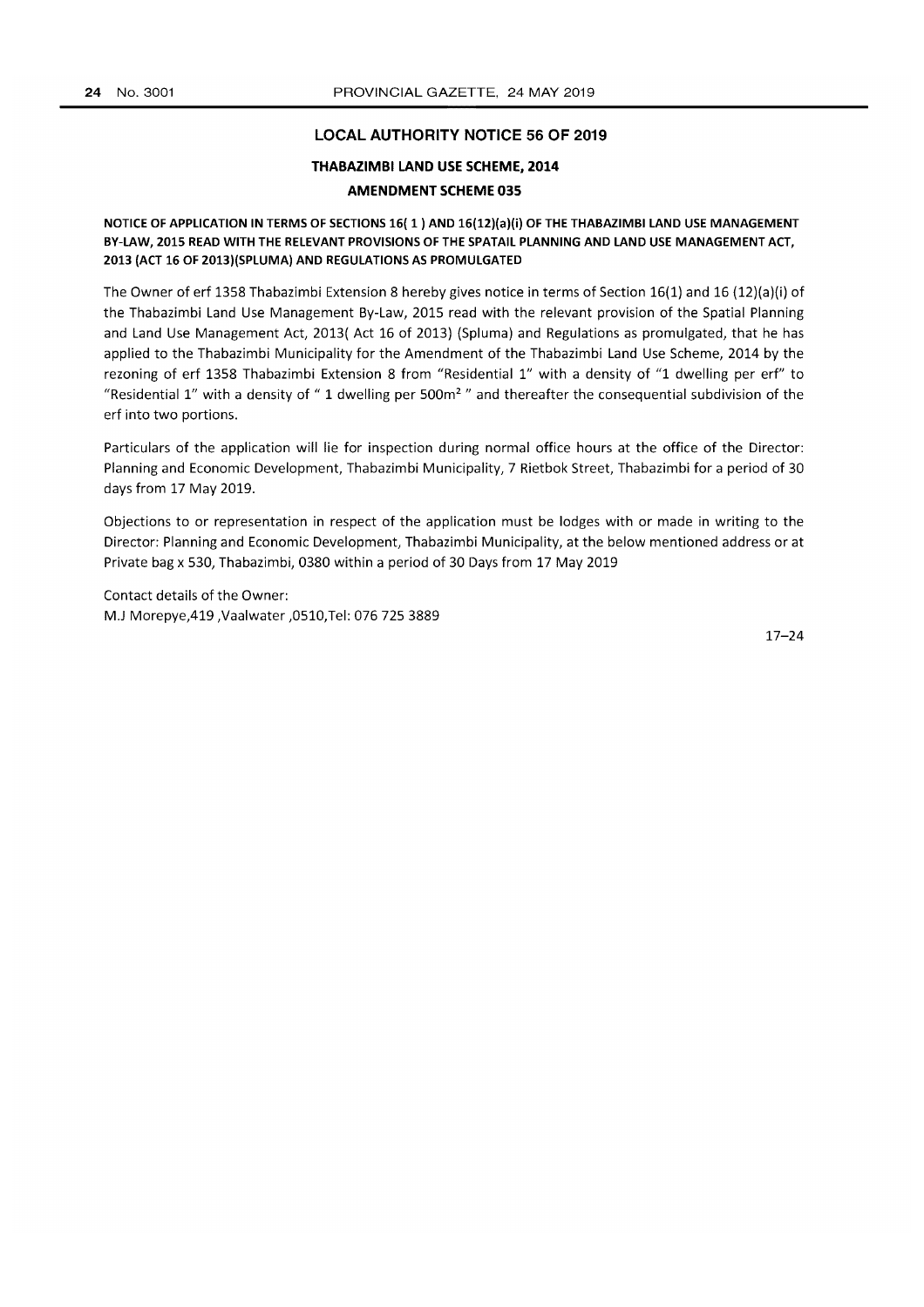## LOCAL AUTHORITY NOTICE 56 OF 2019

### THABAZIMBI LAND USE SCHEME, 2014

### AMENDMENT SCHEME 035

**NOTICE OF APPLICATION IN TERMS OF SECTIONS 16( 1 ) AND 16(12)(a)(i) OF THE THABAZIMBI LAND USE MANAGEMENT BY-LAW, 2015 READ WITH THE RELEVANT PROVISIONS OF THE SPATAIL PLANNING AND LAND USE MANAGEMENT ACT, 2013 (ACT 16 OF 2013)(SPLUMA) AND REGULATIONS AS PROMULGATED**

The Owner of erf 1358 Thabazimbi Extension 8 hereby gives notice in terms of Section 16(1) and 16 (12)(a)(i) of the Thabazimbi Land Use Management By-Law, 2015 read with the relevant provision of the Spatial Planning and Land Use Management Act, 2013( Act 16 of 2013) (Spluma) and Regulations as promulgated, that he has applied to the Thabazimbi Municipality for the Amendment of the Thabazimbi Land Use Scheme, 2014 by the rezoning of erf 1358 Thabazimbi Extension 8 from "Residential 1" with a density of "1 dwelling per erf" to "Residential 1" with a density of " 1 dwelling per 500m$^2$ " and thereafter the consequential subdivision of the erf into two portions.

Particulars of the application will lie for inspection during normal office hours at the office of the Director: Planning and Economic Development, Thabazimbi Municipality, 7 Rietbok Street, Thabazimbi for a period of 30 days from 17 May 2019.

Objections to or representation in respect of the application must be lodges with or made in writing to the Director: Planning and Economic Development, Thabazimbi Municipality, at the below mentioned address or at Private bag x 530, Thabazimbi, 0380 within a period of 30 Days from 17 May 2019

Contact details of the Owner:
M.J Morepye,419 ,Vaalwater ,0510,Tel: 076 725 3889

17–24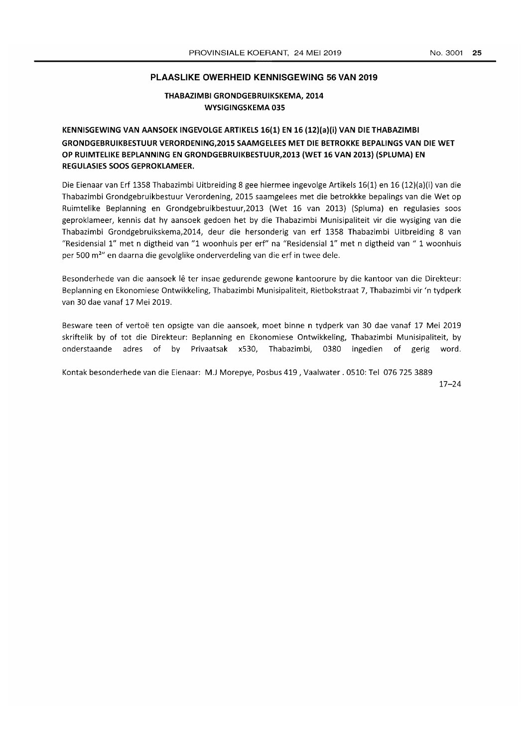## PLAASLIKE OWERHEID KENNISGEWING 56 VAN 2019

**THABAZIMBI GRONDGEBRUIKSKEMA, 2014**
**WYSIGINGSKEMA 035**

**KENNISGEWING VAN AANSOEK INGEVOLGE ARTIKELS 16(1) EN 16 (12)(a)(i) VAN DIE THABAZIMBI GRONDGEBRUIKBESTUUR VERORDENING,2015 SAAMGELEES MET DIE BETROKKE BEPALINGS VAN DIE WET OP RUIMTELIKE BEPLANNING EN GRONDGEBRUIKBESTUUR,2013 (WET 16 VAN 2013) (SPLUMA) EN REGULASIES SOOS GEPROKLAMEER.**

Die Eienaar van Erf 1358 Thabazimbi Uitbreiding 8 gee hiermee ingevolge Artikels 16(1) en 16 (12)(a)(i) van die Thabazimbi Grondgebruikbestuur Verordening, 2015 saamgelees met die betrokkke bepalings van die Wet op Ruimtelike Beplanning en Grondgebruikbestuur,2013 (Wet 16 van 2013) (Spluma) en regulasies soos geproklameer, kennis dat hy aansoek gedoen het by die Thabazimbi Munisipaliteit vir die wysiging van die Thabazimbi Grondgebruikskema,2014, deur die hersonderig van erf 1358 Thabazimbi Uitbreiding 8 van "Residensial 1" met n digtheid van "1 woonhuis per erf" na "Residensial 1" met n digtheid van " 1 woonhuis per 500 m$^2$" en daarna die gevolglike onderverdeling van die erf in twee dele.

Besonderhede van die aansoek lê ter insae gedurende gewone kantoorure by die kantoor van die Direkteur: Beplanning en Ekonomiese Ontwikkeling, Thabazimbi Munisipaliteit, Rietbokstraat 7, Thabazimbi vir 'n tydperk van 30 dae vanaf 17 Mei 2019.

Besware teen of vertoë ten opsigte van die aansoek, moet binne n tydperk van 30 dae vanaf 17 Mei 2019 skriftelik by of tot die Direkteur: Beplanning en Ekonomiese Ontwikkeling, Thabazimbi Munisipaliteit, by onderstaande adres of by Privaatsak x530, Thabazimbi, 0380 ingedien of gerig word.

Kontak besonderhede van die Eienaar: M.J Morepye, Posbus 419 , Vaalwater . 0510: Tel 076 725 3889

17–24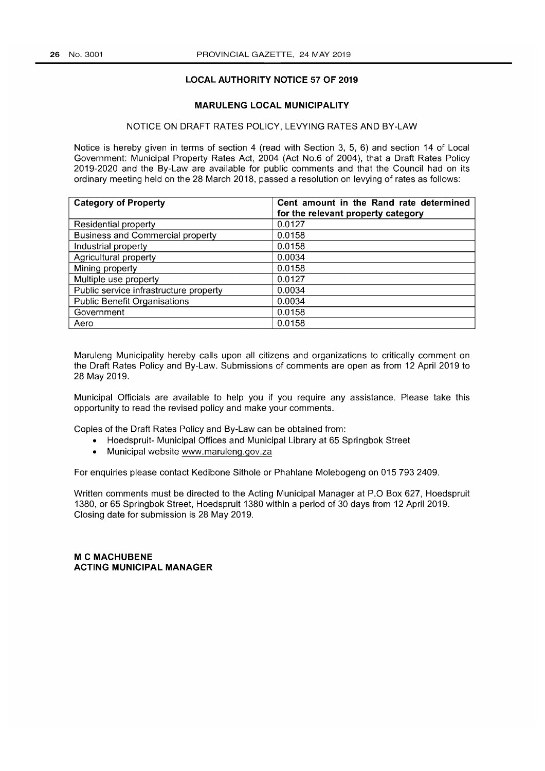## LOCAL AUTHORITY NOTICE 57 OF 2019

### MARULENG LOCAL MUNICIPALITY

NOTICE ON DRAFT RATES POLICY, LEVYING RATES AND BY-LAW

Notice is hereby given in terms of section 4 (read with Section 3, 5, 6) and section 14 of Local Government: Municipal Property Rates Act, 2004 (Act No.6 of 2004), that a Draft Rates Policy 2019-2020 and the By-Law are available for public comments and that the Council had on its ordinary meeting held on the 28 March 2018, passed a resolution on levying of rates as follows:

| Category of Property | Cent amount in the Rand rate determined for the relevant property category |
|---|---|
| Residential property | 0.0127 |
| Business and Commercial property | 0.0158 |
| Industrial property | 0.0158 |
| Agricultural property | 0.0034 |
| Mining property | 0.0158 |
| Multiple use property | 0.0127 |
| Public service infrastructure property | 0.0034 |
| Public Benefit Organisations | 0.0034 |
| Government | 0.0158 |
| Aero | 0.0158 |

Maruleng Municipality hereby calls upon all citizens and organizations to critically comment on the Draft Rates Policy and By-Law. Submissions of comments are open as from 12 April 2019 to 28 May 2019.

Municipal Officials are available to help you if you require any assistance. Please take this opportunity to read the revised policy and make your comments.

Copies of the Draft Rates Policy and By-Law can be obtained from:

- Hoedspruit- Municipal Offices and Municipal Library at 65 Springbok Street
- Municipal website www.maruleng.gov.za

For enquiries please contact Kedibone Sithole or Phahlane Molebogeng on 015 793 2409.

Written comments must be directed to the Acting Municipal Manager at P.O Box 627, Hoedspruit 1380, or 65 Springbok Street, Hoedspruit 1380 within a period of 30 days from 12 April 2019. Closing date for submission is 28 May 2019.

**M C MACHUBENE**
**ACTING MUNICIPAL MANAGER**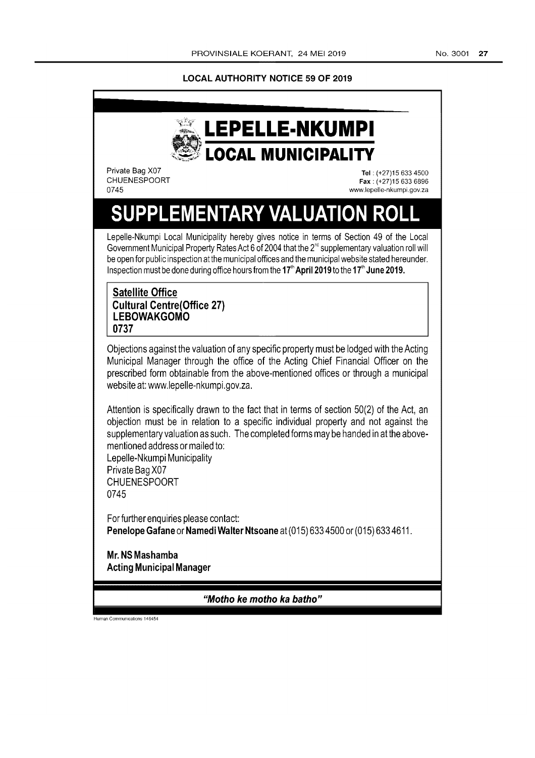## LOCAL AUTHORITY NOTICE 59 OF 2019

# LEPELLE-NKUMPI LOCAL MUNICIPALITY

Private Bag X07
CHUENESPOORT
0745

**Tel** : (+27)15 633 4500
**Fax** : (+27)15 633 6896
www.lepelle-nkumpi.gov.za

# SUPPLEMENTARY VALUATION ROLL

Lepelle-Nkumpi Local Municipality hereby gives notice in terms of Section 49 of the Local Government Municipal Property Rates Act 6 of 2004 that the 2nd supplementary valuation roll will be open for public inspection at the municipal offices and the municipal website stated hereunder. Inspection must be done during office hours from the **17th April 2019** to the **17th June 2019.**

**Satellite Office**
**Cultural Centre(Office 27)**
**LEBOWAKGOMO**
**0737**

Objections against the valuation of any specific property must be lodged with the Acting Municipal Manager through the office of the Acting Chief Financial Officer on the prescribed form obtainable from the above-mentioned offices or through a municipal website at: www.lepelle-nkumpi.gov.za.

Attention is specifically drawn to the fact that in terms of section 50(2) of the Act, an objection must be in relation to a specific individual property and not against the supplementary valuation as such. The completed forms may be handed in at the above-mentioned address or mailed to:
Lepelle-Nkumpi Municipality
Private Bag X07
CHUENESPOORT
0745

For further enquiries please contact:
**Penelope Gafane** or **Namedi Walter Ntsoane** at (015) 633 4500 or (015) 633 4611.

**Mr. NS Mashamba**
**Acting Municipal Manager**

***"Motho ke motho ka batho"***

Human Communications 146454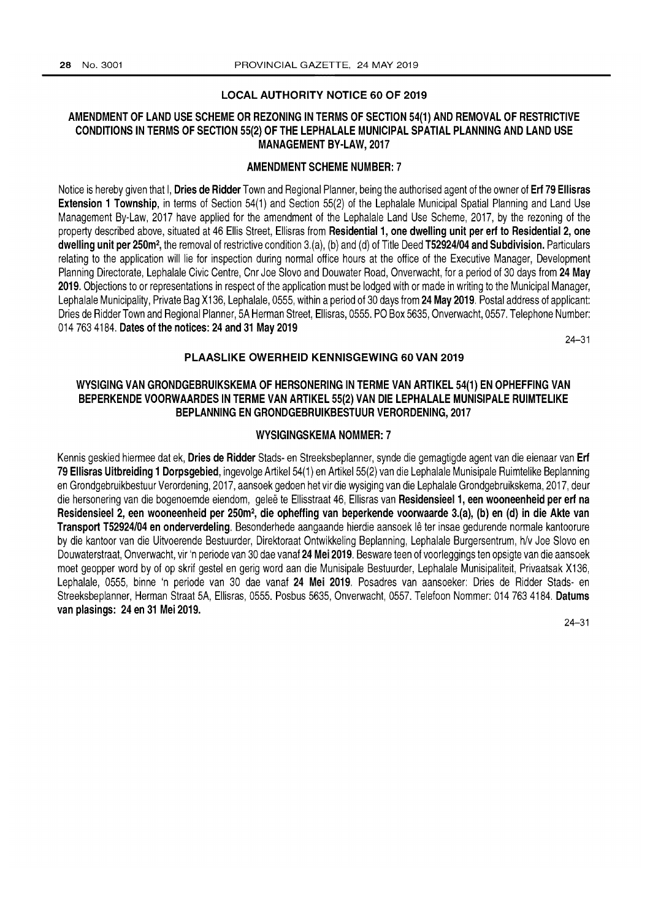## LOCAL AUTHORITY NOTICE 60 OF 2019

### AMENDMENT OF LAND USE SCHEME OR REZONING IN TERMS OF SECTION 54(1) AND REMOVAL OF RESTRICTIVE CONDITIONS IN TERMS OF SECTION 55(2) OF THE LEPHALALE MUNICIPAL SPATIAL PLANNING AND LAND USE MANAGEMENT BY-LAW, 2017

### AMENDMENT SCHEME NUMBER: 7

Notice is hereby given that I, **Dries de Ridder** Town and Regional Planner, being the authorised agent of the owner of **Erf 79 Ellisras Extension 1 Township**, in terms of Section 54(1) and Section 55(2) of the Lephalale Municipal Spatial Planning and Land Use Management By-Law, 2017 have applied for the amendment of the Lephalale Land Use Scheme, 2017, by the rezoning of the property described above, situated at 46 Ellis Street, Ellisras from **Residential 1, one dwelling unit per erf to Residential 2, one dwelling unit per 250m²,** the removal of restrictive condition 3.(a), (b) and (d) of Title Deed **T52924/04 and Subdivision.** Particulars relating to the application will lie for inspection during normal office hours at the office of the Executive Manager, Development Planning Directorate, Lephalale Civic Centre, Cnr Joe Slovo and Douwater Road, Onverwacht, for a period of 30 days from **24 May 2019.** Objections to or representations in respect of the application must be lodged with or made in writing to the Municipal Manager, Lephalale Municipality, Private Bag X136, Lephalale, 0555, within a period of 30 days from **24 May 2019**. Postal address of applicant: Dries de Ridder Town and Regional Planner, 5A Herman Street, Ellisras, 0555. PO Box 5635, Onverwacht, 0557. Telephone Number: 014 763 4184. **Dates of the notices: 24 and 31 May 2019**

24–31

## PLAASLIKE OWERHEID KENNISGEWING 60 VAN 2019

### WYSIGING VAN GRONDGEBRUIKSKEMA OF HERSONERING IN TERME VAN ARTIKEL 54(1) EN OPHEFFING VAN BEPERKENDE VOORWAARDES IN TERME VAN ARTIKEL 55(2) VAN DIE LEPHALALE MUNISIPALE RUIMTELIKE BEPLANNING EN GRONDGEBRUIKBESTUUR VERORDENING, 2017

### WYSIGINGSKEMA NOMMER: 7

Kennis geskied hiermee dat ek, **Dries de Ridder** Stads- en Streeksbeplanner, synde die gemagtigde agent van die eienaar van **Erf 79 Ellisras Uitbreiding 1 Dorpsgebied**, ingevolge Artikel 54(1) en Artikel 55(2) van die Lephalale Munisipale Ruimtelike Beplanning en Grondgebruikbestuur Verordening, 2017, aansoek gedoen het vir die wysiging van die Lephalale Grondgebruikskema, 2017, deur die hersonering van die bogenoemde eiendom, geleë te Ellisstraat 46, Ellisras van **Residensieel 1, een wooneenheid per erf na Residensieel 2, een wooneenheid per 250m², die opheffing van beperkende voorwaarde 3.(a), (b) en (d) in die Akte van Transport T52924/04 en onderverdeling**. Besonderhede aangaande hierdie aansoek lê ter insae gedurende normale kantoorure by die kantoor van die Uitvoerende Bestuurder, Direktoraat Ontwikkeling Beplanning, Lephalale Burgersentrum, h/v Joe Slovo en Douwaterstraat, Onverwacht, vir 'n periode van 30 dae vanaf **24 Mei 2019**. Besware teen of voorleggings ten opsigte van die aansoek moet geopper word by of op skrif gestel en gerig word aan die Munisipale Bestuurder, Lephalale Munisipaliteit, Privaatsak X136, Lephalale, 0555, binne 'n periode van 30 dae vanaf **24 Mei 2019**. Posadres van aansoeker: Dries de Ridder Stads- en Streeksbeplanner, Herman Straat 5A, Ellisras, 0555. Posbus 5635, Onverwacht, 0557. Telefoon Nommer: 014 763 4184. **Datums van plasings: 24 en 31 Mei 2019.**

24–31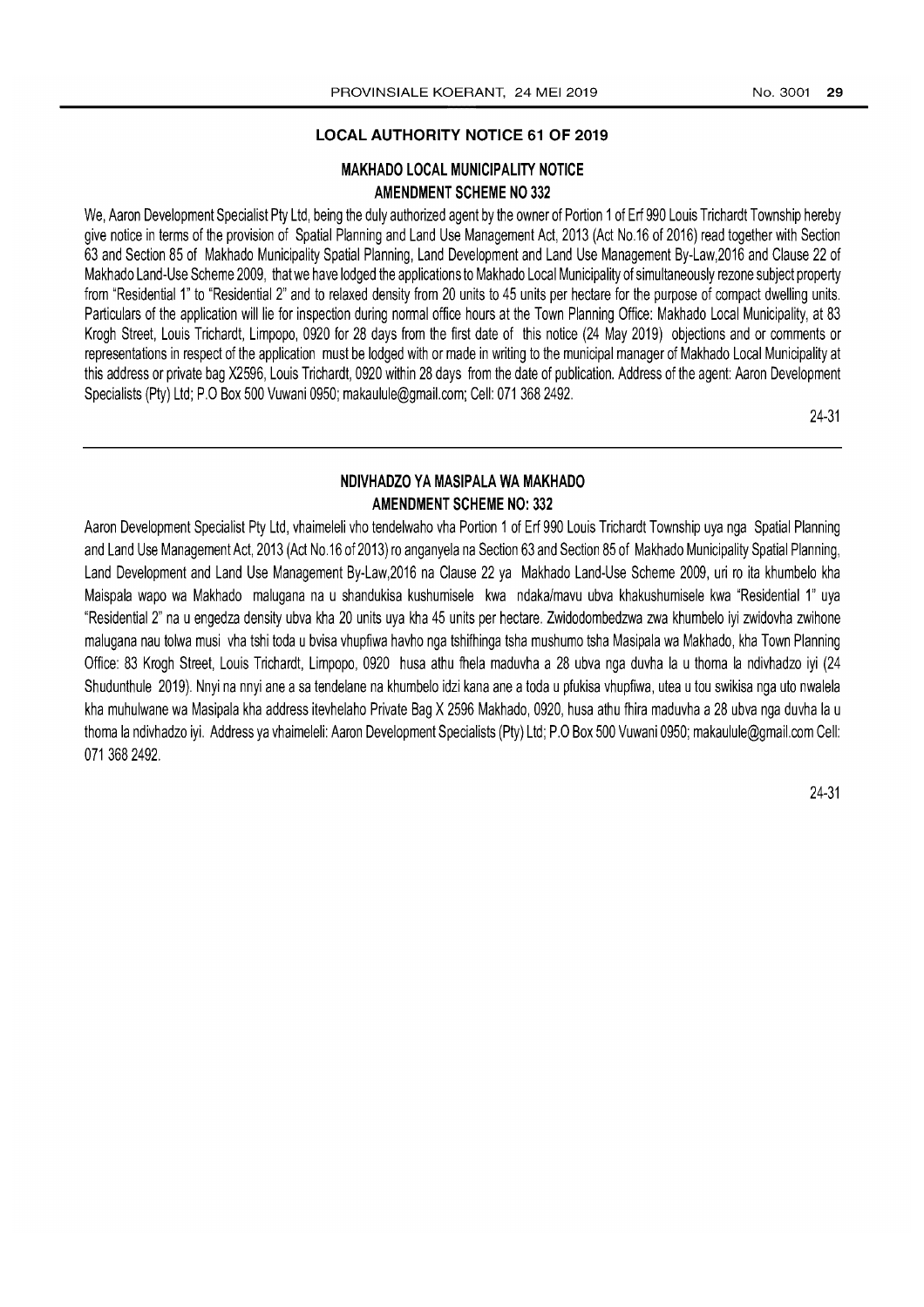## LOCAL AUTHORITY NOTICE 61 OF 2019

### MAKHADO LOCAL MUNICIPALITY NOTICE

### AMENDMENT SCHEME NO 332

We, Aaron Development Specialist Pty Ltd, being the duly authorized agent by the owner of Portion 1 of Erf 990 Louis Trichardt Township hereby give notice in terms of the provision of Spatial Planning and Land Use Management Act, 2013 (Act No.16 of 2016) read together with Section 63 and Section 85 of Makhado Municipality Spatial Planning, Land Development and Land Use Management By-Law,2016 and Clause 22 of Makhado Land-Use Scheme 2009, that we have lodged the applications to Makhado Local Municipality of simultaneously rezone subject property from "Residential 1" to "Residential 2" and to relaxed density from 20 units to 45 units per hectare for the purpose of compact dwelling units. Particulars of the application will lie for inspection during normal office hours at the Town Planning Office: Makhado Local Municipality, at 83 Krogh Street, Louis Trichardt, Limpopo, 0920 for 28 days from the first date of this notice (24 May 2019) objections and or comments or representations in respect of the application must be lodged with or made in writing to the municipal manager of Makhado Local Municipality at this address or private bag X2596, Louis Trichardt, 0920 within 28 days from the date of publication. Address of the agent: Aaron Development Specialists (Pty) Ltd; P.O Box 500 Vuwani 0950; makaulule@gmail.com; Cell: 071 368 2492.

24-31

---

### NDIVHADZO YA MASIPALA WA MAKHADO

### AMENDMENT SCHEME NO: 332

Aaron Development Specialist Pty Ltd, vhaimeleli vho tendelwaho vha Portion 1 of Erf 990 Louis Trichardt Township uya nga Spatial Planning and Land Use Management Act, 2013 (Act No.16 of 2013) ro anganyela na Section 63 and Section 85 of Makhado Municipality Spatial Planning, Land Development and Land Use Management By-Law,2016 na Clause 22 ya Makhado Land-Use Scheme 2009, uri ro ita khumbelo kha Maispala wapo wa Makhado malugana na u shandukisa kushumisele kwa ndaka/mavu ubva khakushumisele kwa "Residential 1" uya "Residential 2" na u engedza density ubva kha 20 units uya kha 45 units per hectare. Zwidodombedzwa zwa khumbelo iyi zwidovha zwihone malugana nau tolwa musi vha tshi toda u bvisa vhupfiwa havho nga tshifhinga tsha mushumo tsha Masipala wa Makhado, kha Town Planning Office: 83 Krogh Street, Louis Trichardt, Limpopo, 0920 husa athu fhela maduvha a 28 ubva nga duvha la u thoma la ndivhadzo iyi (24 Shudunthule 2019). Nnyi na nnyi ane a sa tendelane na khumbelo idzi kana ane a toda u pfukisa vhupfiwa, utea u tou swikisa nga uto nwalela kha muhulwane wa Masipala kha address itevhelaho Private Bag X 2596 Makhado, 0920, husa athu fhira maduvha a 28 ubva nga duvha la u thoma la ndivhadzo iyi. Address ya vhaimeleli: Aaron Development Specialists (Pty) Ltd; P.O Box 500 Vuwani 0950; makaulule@gmail.com Cell: 071 368 2492.

24-31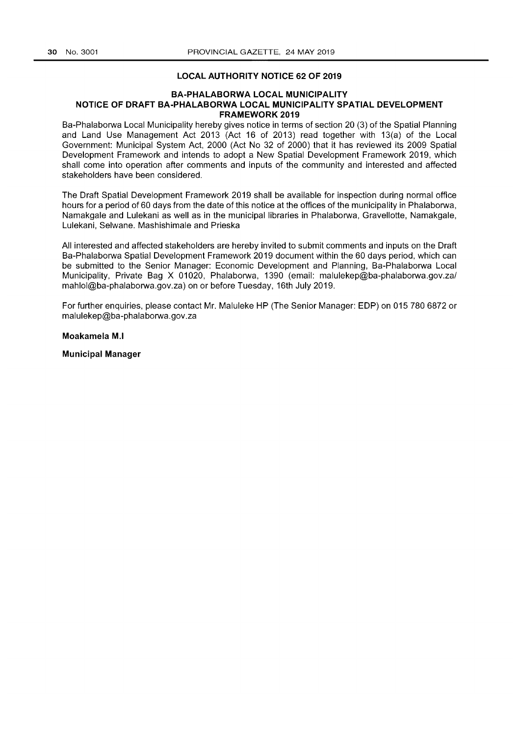## LOCAL AUTHORITY NOTICE 62 OF 2019

### BA-PHALABORWA LOCAL MUNICIPALITY
### NOTICE OF DRAFT BA-PHALABORWA LOCAL MUNICIPALITY SPATIAL DEVELOPMENT FRAMEWORK 2019

Ba-Phalaborwa Local Municipality hereby gives notice in terms of section 20 (3) of the Spatial Planning and Land Use Management Act 2013 (Act 16 of 2013) read together with 13(a) of the Local Government: Municipal System Act, 2000 (Act No 32 of 2000) that it has reviewed its 2009 Spatial Development Framework and intends to adopt a New Spatial Development Framework 2019, which shall come into operation after comments and inputs of the community and interested and affected stakeholders have been considered.

The Draft Spatial Development Framework 2019 shall be available for inspection during normal office hours for a period of 60 days from the date of this notice at the offices of the municipality in Phalaborwa, Namakgale and Lulekani as well as in the municipal libraries in Phalaborwa, Gravellotte, Namakgale, Lulekani, Selwane. Mashishimale and Prieska

All interested and affected stakeholders are hereby invited to submit comments and inputs on the Draft Ba-Phalaborwa Spatial Development Framework 2019 document within the 60 days period, which can be submitted to the Senior Manager: Economic Development and Planning, Ba-Phalaborwa Local Municipality, Private Bag X 01020, Phalaborwa, 1390 (email: malulekep@ba-phalaborwa.gov.za/ mahlol@ba-phalaborwa.gov.za) on or before Tuesday, 16th July 2019.

For further enquiries, please contact Mr. Maluleke HP (The Senior Manager: EDP) on 015 780 6872 or malulekep@ba-phalaborwa.gov.za

**Moakamela M.I**

**Municipal Manager**